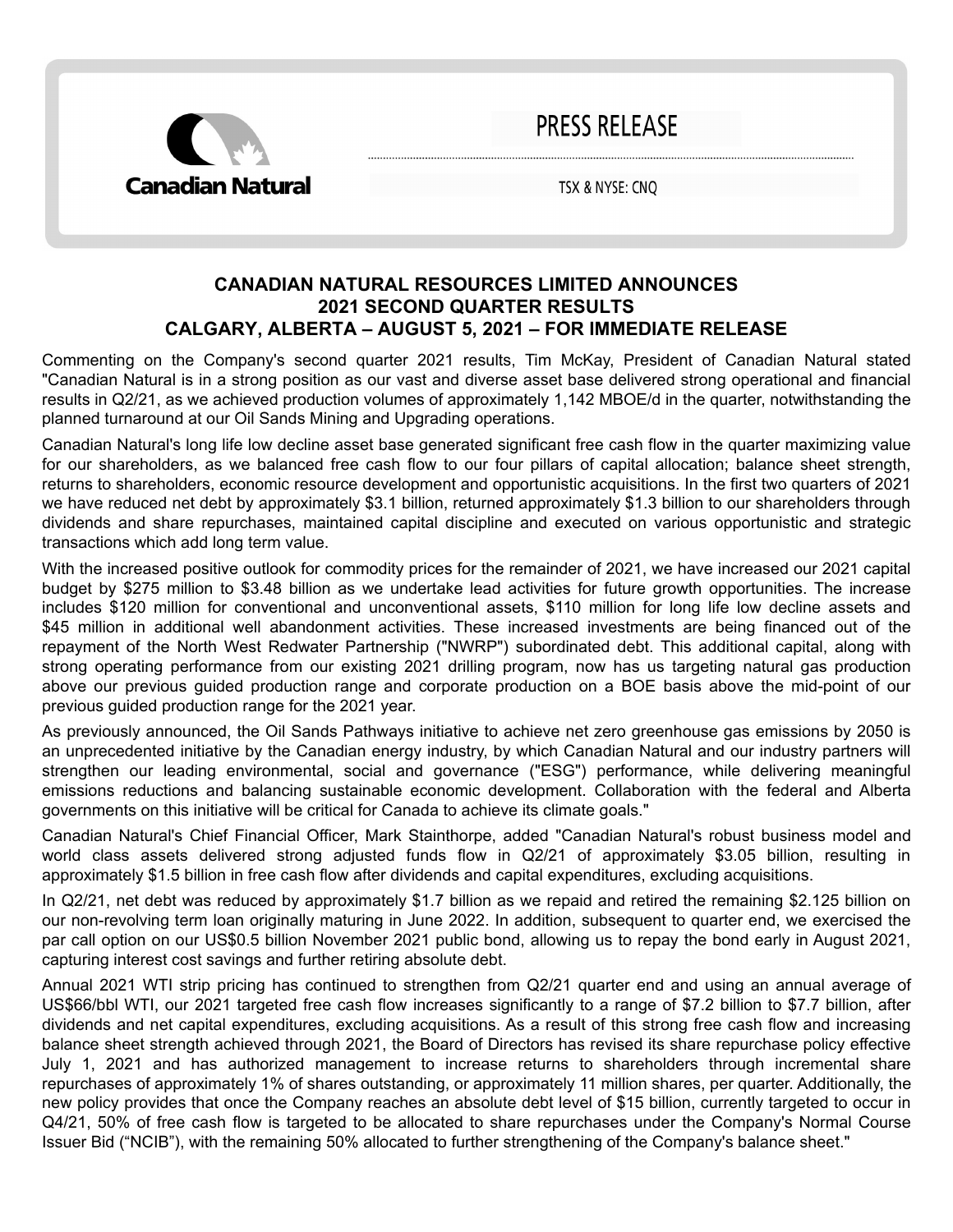Canadian Natural

PRESS RELEASE

TSX & NYSE: CNQ

# CANADIAN NATURAL RESOURCES LIMITED ANNOUNCES 2021 SECOND QUARTER RESULTS
## CALGARY, ALBERTA – AUGUST 5, 2021 – FOR IMMEDIATE RELEASE

Commenting on the Company's second quarter 2021 results, Tim McKay, President of Canadian Natural stated "Canadian Natural is in a strong position as our vast and diverse asset base delivered strong operational and financial results in Q2/21, as we achieved production volumes of approximately 1,142 MBOE/d in the quarter, notwithstanding the planned turnaround at our Oil Sands Mining and Upgrading operations.

Canadian Natural's long life low decline asset base generated significant free cash flow in the quarter maximizing value for our shareholders, as we balanced free cash flow to our four pillars of capital allocation; balance sheet strength, returns to shareholders, economic resource development and opportunistic acquisitions. In the first two quarters of 2021 we have reduced net debt by approximately $3.1 billion, returned approximately $1.3 billion to our shareholders through dividends and share repurchases, maintained capital discipline and executed on various opportunistic and strategic transactions which add long term value.

With the increased positive outlook for commodity prices for the remainder of 2021, we have increased our 2021 capital budget by $275 million to $3.48 billion as we undertake lead activities for future growth opportunities. The increase includes $120 million for conventional and unconventional assets, $110 million for long life low decline assets and $45 million in additional well abandonment activities. These increased investments are being financed out of the repayment of the North West Redwater Partnership ("NWRP") subordinated debt. This additional capital, along with strong operating performance from our existing 2021 drilling program, now has us targeting natural gas production above our previous guided production range and corporate production on a BOE basis above the mid-point of our previous guided production range for the 2021 year.

As previously announced, the Oil Sands Pathways initiative to achieve net zero greenhouse gas emissions by 2050 is an unprecedented initiative by the Canadian energy industry, by which Canadian Natural and our industry partners will strengthen our leading environmental, social and governance ("ESG") performance, while delivering meaningful emissions reductions and balancing sustainable economic development. Collaboration with the federal and Alberta governments on this initiative will be critical for Canada to achieve its climate goals."

Canadian Natural's Chief Financial Officer, Mark Stainthorpe, added "Canadian Natural's robust business model and world class assets delivered strong adjusted funds flow in Q2/21 of approximately $3.05 billion, resulting in approximately $1.5 billion in free cash flow after dividends and capital expenditures, excluding acquisitions.

In Q2/21, net debt was reduced by approximately $1.7 billion as we repaid and retired the remaining $2.125 billion on our non-revolving term loan originally maturing in June 2022. In addition, subsequent to quarter end, we exercised the par call option on our US$0.5 billion November 2021 public bond, allowing us to repay the bond early in August 2021, capturing interest cost savings and further retiring absolute debt.

Annual 2021 WTI strip pricing has continued to strengthen from Q2/21 quarter end and using an annual average of US$66/bbl WTI, our 2021 targeted free cash flow increases significantly to a range of $7.2 billion to $7.7 billion, after dividends and net capital expenditures, excluding acquisitions. As a result of this strong free cash flow and increasing balance sheet strength achieved through 2021, the Board of Directors has revised its share repurchase policy effective July 1, 2021 and has authorized management to increase returns to shareholders through incremental share repurchases of approximately 1% of shares outstanding, or approximately 11 million shares, per quarter. Additionally, the new policy provides that once the Company reaches an absolute debt level of $15 billion, currently targeted to occur in Q4/21, 50% of free cash flow is targeted to be allocated to share repurchases under the Company's Normal Course Issuer Bid ("NCIB"), with the remaining 50% allocated to further strengthening of the Company's balance sheet."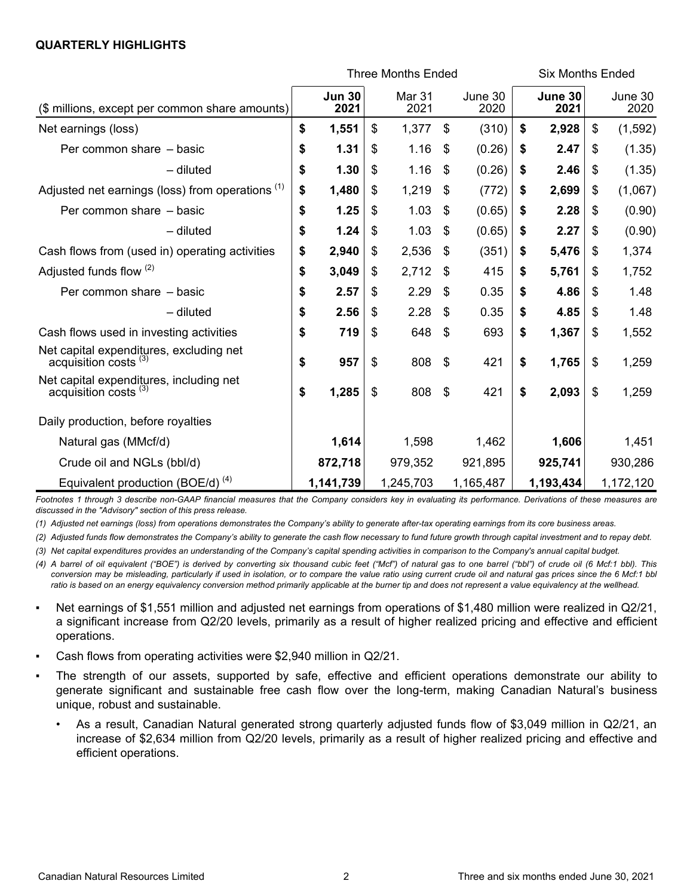**QUARTERLY HIGHLIGHTS**

| | Three Months Ended | | | Six Months Ended | |
|---|---|---|---|---|---|
| ($ millions, except per common share amounts) | **Jun 30 2021** | Mar 31 2021 | June 30 2020 | **June 30 2021** | June 30 2020 |
| Net earnings (loss) | **$ 1,551** | $ 1,377 | $ (310) | **$ 2,928** | $ (1,592) |
| Per common share – basic | **$ 1.31** | $ 1.16 | $ (0.26) | **$ 2.47** | $ (1.35) |
| – diluted | **$ 1.30** | $ 1.16 | $ (0.26) | **$ 2.46** | $ (1.35) |
| Adjusted net earnings (loss) from operations [(1)] | **$ 1,480** | $ 1,219 | $ (772) | **$ 2,699** | $ (1,067) |
| Per common share – basic | **$ 1.25** | $ 1.03 | $ (0.65) | **$ 2.28** | $ (0.90) |
| – diluted | **$ 1.24** | $ 1.03 | $ (0.65) | **$ 2.27** | $ (0.90) |
| Cash flows from (used in) operating activities | **$ 2,940** | $ 2,536 | $ (351) | **$ 5,476** | $ 1,374 |
| Adjusted funds flow [(2)] | **$ 3,049** | $ 2,712 | $ 415 | **$ 5,761** | $ 1,752 |
| Per common share – basic | **$ 2.57** | $ 2.29 | $ 0.35 | **$ 4.86** | $ 1.48 |
| – diluted | **$ 2.56** | $ 2.28 | $ 0.35 | **$ 4.85** | $ 1.48 |
| Cash flows used in investing activities | **$ 719** | $ 648 | $ 693 | **$ 1,367** | $ 1,552 |
| Net capital expenditures, excluding net acquisition costs [(3)] | **$ 957** | $ 808 | $ 421 | **$ 1,765** | $ 1,259 |
| Net capital expenditures, including net acquisition costs [(3)] | **$ 1,285** | $ 808 | $ 421 | **$ 2,093** | $ 1,259 |
| Daily production, before royalties | | | | | |
| Natural gas (MMcf/d) | **1,614** | 1,598 | 1,462 | **1,606** | 1,451 |
| Crude oil and NGLs (bbl/d) | **872,718** | 979,352 | 921,895 | **925,741** | 930,286 |
| Equivalent production (BOE/d) [(4)] | **1,141,739** | 1,245,703 | 1,165,487 | **1,193,434** | 1,172,120 |

*Footnotes 1 through 3 describe non-GAAP financial measures that the Company considers key in evaluating its performance. Derivations of these measures are discussed in the "Advisory" section of this press release.*

*(1) Adjusted net earnings (loss) from operations demonstrates the Company's ability to generate after-tax operating earnings from its core business areas.*

*(2) Adjusted funds flow demonstrates the Company's ability to generate the cash flow necessary to fund future growth through capital investment and to repay debt.*

*(3) Net capital expenditures provides an understanding of the Company's capital spending activities in comparison to the Company's annual capital budget.*

*(4) A barrel of oil equivalent ("BOE") is derived by converting six thousand cubic feet ("Mcf") of natural gas to one barrel ("bbl") of crude oil (6 Mcf:1 bbl). This conversion may be misleading, particularly if used in isolation, or to compare the value ratio using current crude oil and natural gas prices since the 6 Mcf:1 bbl ratio is based on an energy equivalency conversion method primarily applicable at the burner tip and does not represent a value equivalency at the wellhead.*

- Net earnings of $1,551 million and adjusted net earnings from operations of $1,480 million were realized in Q2/21, a significant increase from Q2/20 levels, primarily as a result of higher realized pricing and effective and efficient operations.
- Cash flows from operating activities were $2,940 million in Q2/21.
- The strength of our assets, supported by safe, effective and efficient operations demonstrate our ability to generate significant and sustainable free cash flow over the long-term, making Canadian Natural's business unique, robust and sustainable.
  - As a result, Canadian Natural generated strong quarterly adjusted funds flow of $3,049 million in Q2/21, an increase of $2,634 million from Q2/20 levels, primarily as a result of higher realized pricing and effective and efficient operations.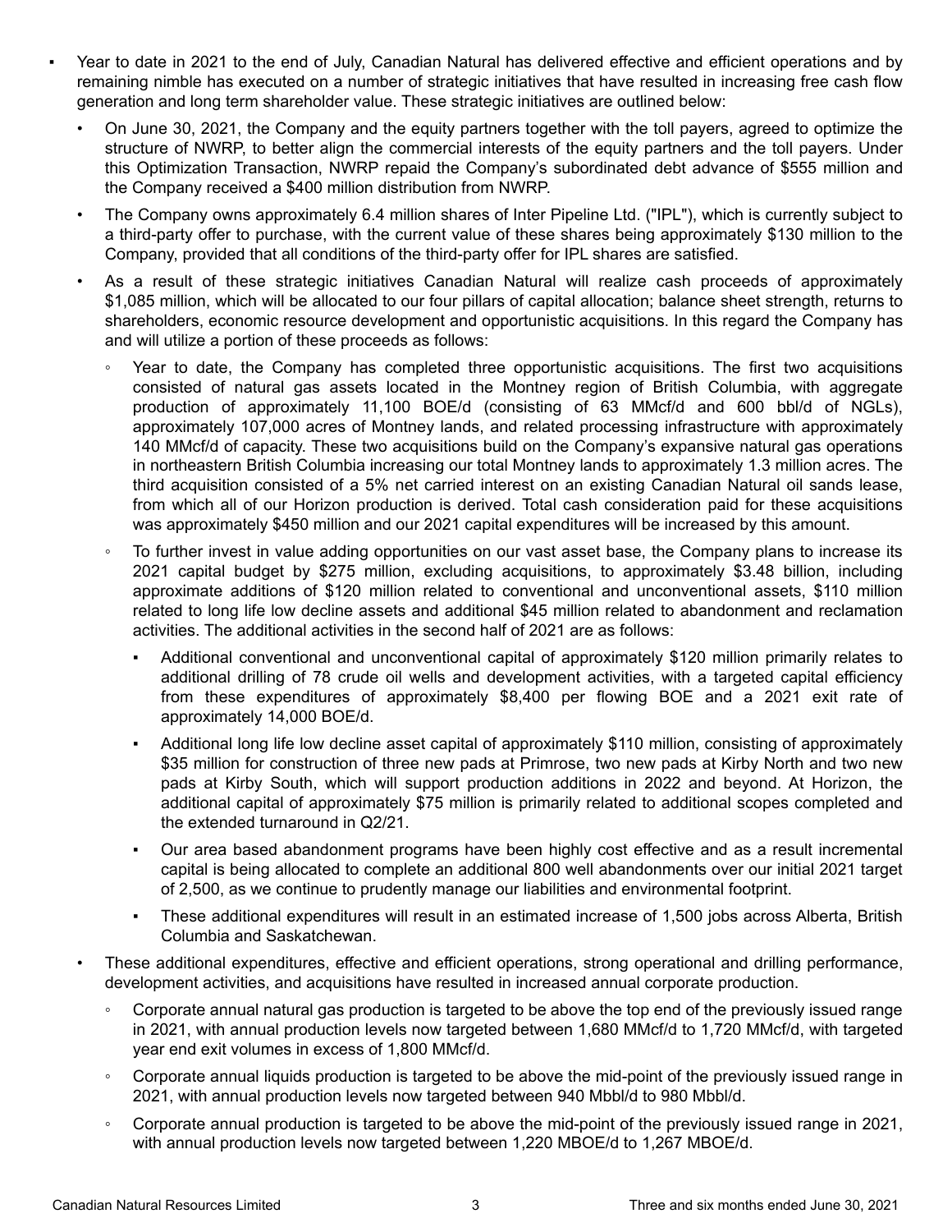- Year to date in 2021 to the end of July, Canadian Natural has delivered effective and efficient operations and by remaining nimble has executed on a number of strategic initiatives that have resulted in increasing free cash flow generation and long term shareholder value. These strategic initiatives are outlined below:
  - On June 30, 2021, the Company and the equity partners together with the toll payers, agreed to optimize the structure of NWRP, to better align the commercial interests of the equity partners and the toll payers. Under this Optimization Transaction, NWRP repaid the Company's subordinated debt advance of $555 million and the Company received a $400 million distribution from NWRP.
  - The Company owns approximately 6.4 million shares of Inter Pipeline Ltd. ("IPL"), which is currently subject to a third-party offer to purchase, with the current value of these shares being approximately $130 million to the Company, provided that all conditions of the third-party offer for IPL shares are satisfied.
  - As a result of these strategic initiatives Canadian Natural will realize cash proceeds of approximately $1,085 million, which will be allocated to our four pillars of capital allocation; balance sheet strength, returns to shareholders, economic resource development and opportunistic acquisitions. In this regard the Company has and will utilize a portion of these proceeds as follows:
    - Year to date, the Company has completed three opportunistic acquisitions. The first two acquisitions consisted of natural gas assets located in the Montney region of British Columbia, with aggregate production of approximately 11,100 BOE/d (consisting of 63 MMcf/d and 600 bbl/d of NGLs), approximately 107,000 acres of Montney lands, and related processing infrastructure with approximately 140 MMcf/d of capacity. These two acquisitions build on the Company's expansive natural gas operations in northeastern British Columbia increasing our total Montney lands to approximately 1.3 million acres. The third acquisition consisted of a 5% net carried interest on an existing Canadian Natural oil sands lease, from which all of our Horizon production is derived. Total cash consideration paid for these acquisitions was approximately $450 million and our 2021 capital expenditures will be increased by this amount.
    - To further invest in value adding opportunities on our vast asset base, the Company plans to increase its 2021 capital budget by $275 million, excluding acquisitions, to approximately $3.48 billion, including approximate additions of $120 million related to conventional and unconventional assets, $110 million related to long life low decline assets and additional $45 million related to abandonment and reclamation activities. The additional activities in the second half of 2021 are as follows:
      - Additional conventional and unconventional capital of approximately $120 million primarily relates to additional drilling of 78 crude oil wells and development activities, with a targeted capital efficiency from these expenditures of approximately $8,400 per flowing BOE and a 2021 exit rate of approximately 14,000 BOE/d.
      - Additional long life low decline asset capital of approximately $110 million, consisting of approximately $35 million for construction of three new pads at Primrose, two new pads at Kirby North and two new pads at Kirby South, which will support production additions in 2022 and beyond. At Horizon, the additional capital of approximately $75 million is primarily related to additional scopes completed and the extended turnaround in Q2/21.
      - Our area based abandonment programs have been highly cost effective and as a result incremental capital is being allocated to complete an additional 800 well abandonments over our initial 2021 target of 2,500, as we continue to prudently manage our liabilities and environmental footprint.
      - These additional expenditures will result in an estimated increase of 1,500 jobs across Alberta, British Columbia and Saskatchewan.
  - These additional expenditures, effective and efficient operations, strong operational and drilling performance, development activities, and acquisitions have resulted in increased annual corporate production.
    - Corporate annual natural gas production is targeted to be above the top end of the previously issued range in 2021, with annual production levels now targeted between 1,680 MMcf/d to 1,720 MMcf/d, with targeted year end exit volumes in excess of 1,800 MMcf/d.
    - Corporate annual liquids production is targeted to be above the mid-point of the previously issued range in 2021, with annual production levels now targeted between 940 Mbbl/d to 980 Mbbl/d.
    - Corporate annual production is targeted to be above the mid-point of the previously issued range in 2021, with annual production levels now targeted between 1,220 MBOE/d to 1,267 MBOE/d.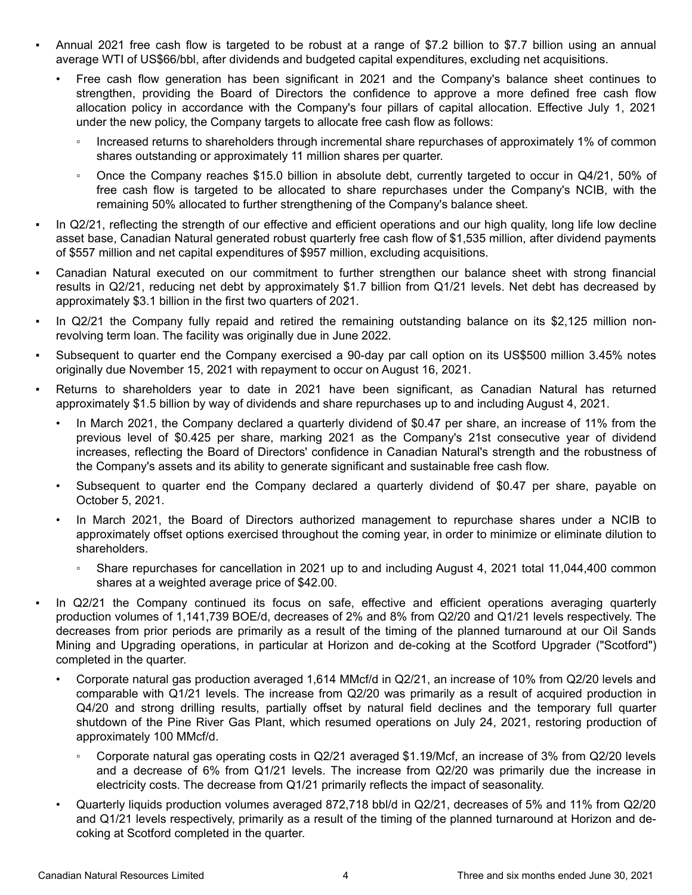- Annual 2021 free cash flow is targeted to be robust at a range of $7.2 billion to $7.7 billion using an annual average WTI of US$66/bbl, after dividends and budgeted capital expenditures, excluding net acquisitions.
  - Free cash flow generation has been significant in 2021 and the Company's balance sheet continues to strengthen, providing the Board of Directors the confidence to approve a more defined free cash flow allocation policy in accordance with the Company's four pillars of capital allocation. Effective July 1, 2021 under the new policy, the Company targets to allocate free cash flow as follows:
    - Increased returns to shareholders through incremental share repurchases of approximately 1% of common shares outstanding or approximately 11 million shares per quarter.
    - Once the Company reaches $15.0 billion in absolute debt, currently targeted to occur in Q4/21, 50% of free cash flow is targeted to be allocated to share repurchases under the Company's NCIB, with the remaining 50% allocated to further strengthening of the Company's balance sheet.
- In Q2/21, reflecting the strength of our effective and efficient operations and our high quality, long life low decline asset base, Canadian Natural generated robust quarterly free cash flow of $1,535 million, after dividend payments of $557 million and net capital expenditures of $957 million, excluding acquisitions.
- Canadian Natural executed on our commitment to further strengthen our balance sheet with strong financial results in Q2/21, reducing net debt by approximately $1.7 billion from Q1/21 levels. Net debt has decreased by approximately $3.1 billion in the first two quarters of 2021.
- In Q2/21 the Company fully repaid and retired the remaining outstanding balance on its $2,125 million non-revolving term loan. The facility was originally due in June 2022.
- Subsequent to quarter end the Company exercised a 90-day par call option on its US$500 million 3.45% notes originally due November 15, 2021 with repayment to occur on August 16, 2021.
- Returns to shareholders year to date in 2021 have been significant, as Canadian Natural has returned approximately $1.5 billion by way of dividends and share repurchases up to and including August 4, 2021.
  - In March 2021, the Company declared a quarterly dividend of $0.47 per share, an increase of 11% from the previous level of $0.425 per share, marking 2021 as the Company's 21st consecutive year of dividend increases, reflecting the Board of Directors' confidence in Canadian Natural's strength and the robustness of the Company's assets and its ability to generate significant and sustainable free cash flow.
  - Subsequent to quarter end the Company declared a quarterly dividend of $0.47 per share, payable on October 5, 2021.
  - In March 2021, the Board of Directors authorized management to repurchase shares under a NCIB to approximately offset options exercised throughout the coming year, in order to minimize or eliminate dilution to shareholders.
    - Share repurchases for cancellation in 2021 up to and including August 4, 2021 total 11,044,400 common shares at a weighted average price of $42.00.
- In Q2/21 the Company continued its focus on safe, effective and efficient operations averaging quarterly production volumes of 1,141,739 BOE/d, decreases of 2% and 8% from Q2/20 and Q1/21 levels respectively. The decreases from prior periods are primarily as a result of the timing of the planned turnaround at our Oil Sands Mining and Upgrading operations, in particular at Horizon and de-coking at the Scotford Upgrader ("Scotford") completed in the quarter.
  - Corporate natural gas production averaged 1,614 MMcf/d in Q2/21, an increase of 10% from Q2/20 levels and comparable with Q1/21 levels. The increase from Q2/20 was primarily as a result of acquired production in Q4/20 and strong drilling results, partially offset by natural field declines and the temporary full quarter shutdown of the Pine River Gas Plant, which resumed operations on July 24, 2021, restoring production of approximately 100 MMcf/d.
    - Corporate natural gas operating costs in Q2/21 averaged $1.19/Mcf, an increase of 3% from Q2/20 levels and a decrease of 6% from Q1/21 levels. The increase from Q2/20 was primarily due the increase in electricity costs. The decrease from Q1/21 primarily reflects the impact of seasonality.
  - Quarterly liquids production volumes averaged 872,718 bbl/d in Q2/21, decreases of 5% and 11% from Q2/20 and Q1/21 levels respectively, primarily as a result of the timing of the planned turnaround at Horizon and de-coking at Scotford completed in the quarter.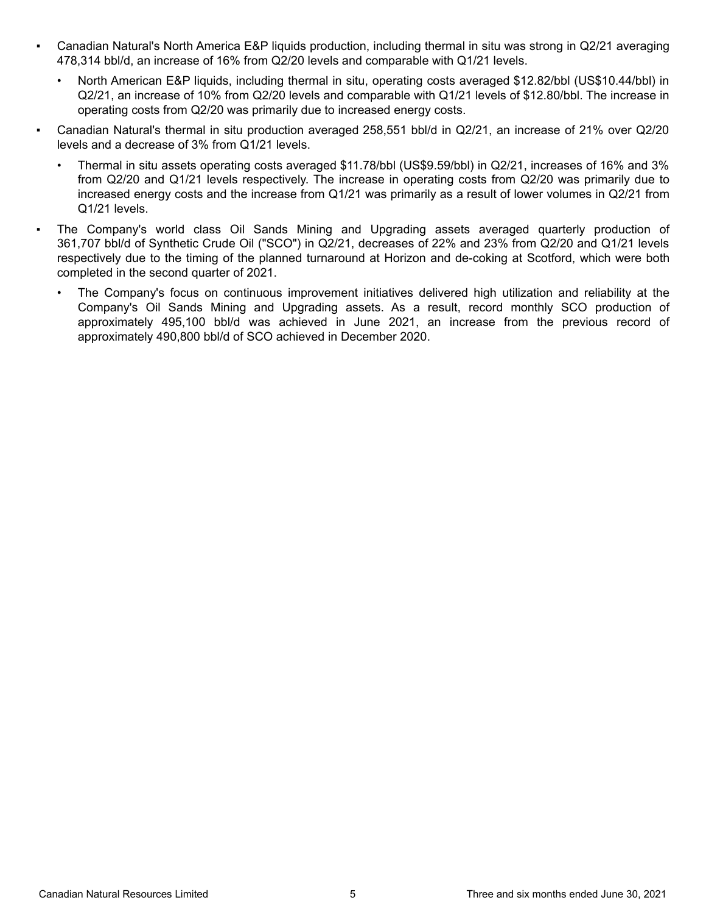- Canadian Natural's North America E&P liquids production, including thermal in situ was strong in Q2/21 averaging 478,314 bbl/d, an increase of 16% from Q2/20 levels and comparable with Q1/21 levels.
  - North American E&P liquids, including thermal in situ, operating costs averaged $12.82/bbl (US$10.44/bbl) in Q2/21, an increase of 10% from Q2/20 levels and comparable with Q1/21 levels of $12.80/bbl. The increase in operating costs from Q2/20 was primarily due to increased energy costs.
- Canadian Natural's thermal in situ production averaged 258,551 bbl/d in Q2/21, an increase of 21% over Q2/20 levels and a decrease of 3% from Q1/21 levels.
  - Thermal in situ assets operating costs averaged $11.78/bbl (US$9.59/bbl) in Q2/21, increases of 16% and 3% from Q2/20 and Q1/21 levels respectively. The increase in operating costs from Q2/20 was primarily due to increased energy costs and the increase from Q1/21 was primarily as a result of lower volumes in Q2/21 from Q1/21 levels.
- The Company's world class Oil Sands Mining and Upgrading assets averaged quarterly production of 361,707 bbl/d of Synthetic Crude Oil ("SCO") in Q2/21, decreases of 22% and 23% from Q2/20 and Q1/21 levels respectively due to the timing of the planned turnaround at Horizon and de-coking at Scotford, which were both completed in the second quarter of 2021.
  - The Company's focus on continuous improvement initiatives delivered high utilization and reliability at the Company's Oil Sands Mining and Upgrading assets. As a result, record monthly SCO production of approximately 495,100 bbl/d was achieved in June 2021, an increase from the previous record of approximately 490,800 bbl/d of SCO achieved in December 2020.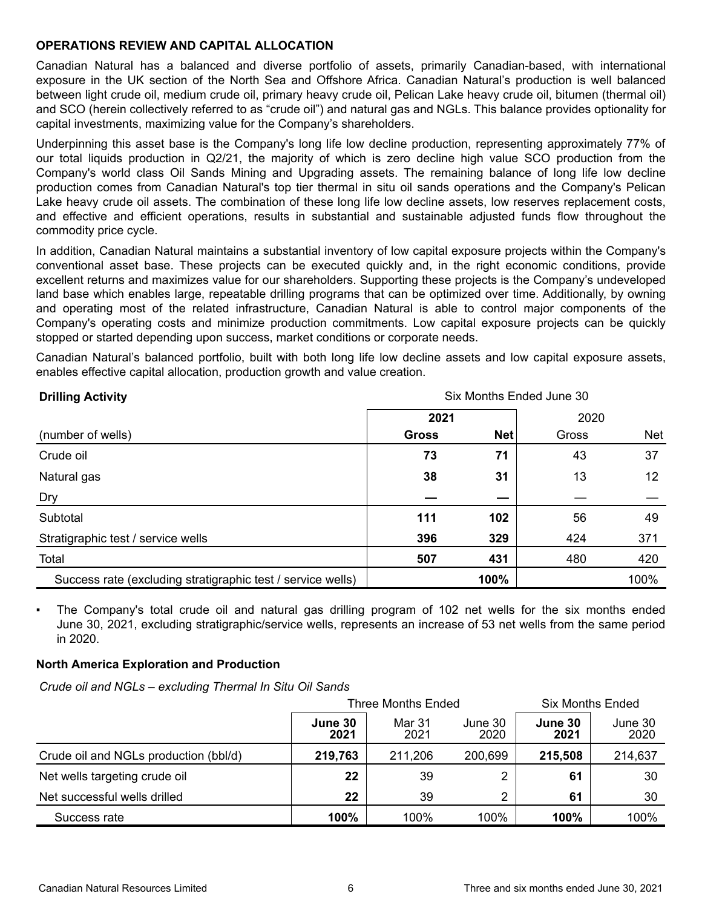## OPERATIONS REVIEW AND CAPITAL ALLOCATION

Canadian Natural has a balanced and diverse portfolio of assets, primarily Canadian-based, with international exposure in the UK section of the North Sea and Offshore Africa. Canadian Natural's production is well balanced between light crude oil, medium crude oil, primary heavy crude oil, Pelican Lake heavy crude oil, bitumen (thermal oil) and SCO (herein collectively referred to as "crude oil") and natural gas and NGLs. This balance provides optionality for capital investments, maximizing value for the Company's shareholders.

Underpinning this asset base is the Company's long life low decline production, representing approximately 77% of our total liquids production in Q2/21, the majority of which is zero decline high value SCO production from the Company's world class Oil Sands Mining and Upgrading assets. The remaining balance of long life low decline production comes from Canadian Natural's top tier thermal in situ oil sands operations and the Company's Pelican Lake heavy crude oil assets. The combination of these long life low decline assets, low reserves replacement costs, and effective and efficient operations, results in substantial and sustainable adjusted funds flow throughout the commodity price cycle.

In addition, Canadian Natural maintains a substantial inventory of low capital exposure projects within the Company's conventional asset base. These projects can be executed quickly and, in the right economic conditions, provide excellent returns and maximizes value for our shareholders. Supporting these projects is the Company's undeveloped land base which enables large, repeatable drilling programs that can be optimized over time. Additionally, by owning and operating most of the related infrastructure, Canadian Natural is able to control major components of the Company's operating costs and minimize production commitments. Low capital exposure projects can be quickly stopped or started depending upon success, market conditions or corporate needs.

Canadian Natural's balanced portfolio, built with both long life low decline assets and low capital exposure assets, enables effective capital allocation, production growth and value creation.

| **Drilling Activity** | Six Months Ended June 30 | | | |
|---|---|---|---|---|
| | **2021** | | 2020 | |
| (number of wells) | **Gross** | **Net** | Gross | Net |
| Crude oil | **73** | **71** | 43 | 37 |
| Natural gas | **38** | **31** | 13 | 12 |
| Dry | **—** | **—** | — | — |
| Subtotal | **111** | **102** | 56 | 49 |
| Stratigraphic test / service wells | **396** | **329** | 424 | 371 |
| Total | **507** | **431** | 480 | 420 |
| Success rate (excluding stratigraphic test / service wells) | | **100%** | | 100% |

- The Company's total crude oil and natural gas drilling program of 102 net wells for the six months ended June 30, 2021, excluding stratigraphic/service wells, represents an increase of 53 net wells from the same period in 2020.

### North America Exploration and Production

*Crude oil and NGLs – excluding Thermal In Situ Oil Sands*

| | Three Months Ended | | | Six Months Ended | |
|---|---|---|---|---|---|
| | **June 30 2021** | Mar 31 2021 | June 30 2020 | **June 30 2021** | June 30 2020 |
| Crude oil and NGLs production (bbl/d) | **219,763** | 211,206 | 200,699 | **215,508** | 214,637 |
| Net wells targeting crude oil | **22** | 39 | 2 | **61** | 30 |
| Net successful wells drilled | **22** | 39 | 2 | **61** | 30 |
| Success rate | **100%** | 100% | 100% | **100%** | 100% |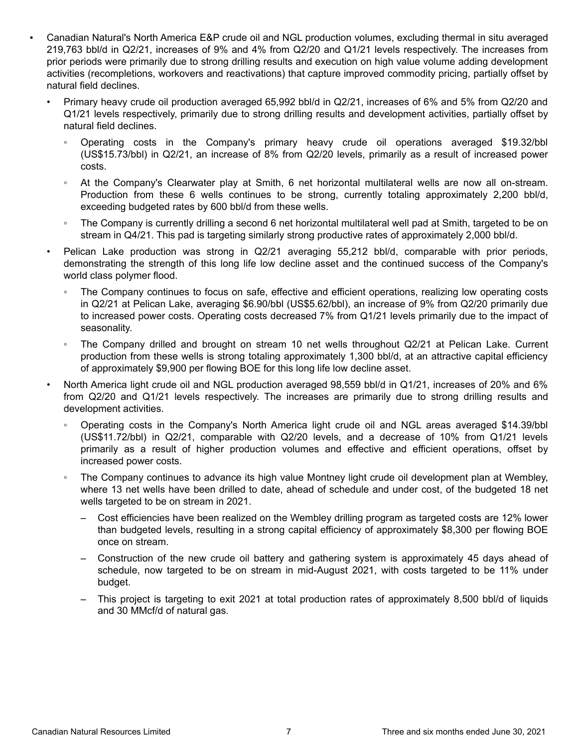- Canadian Natural's North America E&P crude oil and NGL production volumes, excluding thermal in situ averaged 219,763 bbl/d in Q2/21, increases of 9% and 4% from Q2/20 and Q1/21 levels respectively. The increases from prior periods were primarily due to strong drilling results and execution on high value volume adding development activities (recompletions, workovers and reactivations) that capture improved commodity pricing, partially offset by natural field declines.
  - Primary heavy crude oil production averaged 65,992 bbl/d in Q2/21, increases of 6% and 5% from Q2/20 and Q1/21 levels respectively, primarily due to strong drilling results and development activities, partially offset by natural field declines.
    - Operating costs in the Company's primary heavy crude oil operations averaged $19.32/bbl (US$15.73/bbl) in Q2/21, an increase of 8% from Q2/20 levels, primarily as a result of increased power costs.
    - At the Company's Clearwater play at Smith, 6 net horizontal multilateral wells are now all on-stream. Production from these 6 wells continues to be strong, currently totaling approximately 2,200 bbl/d, exceeding budgeted rates by 600 bbl/d from these wells.
    - The Company is currently drilling a second 6 net horizontal multilateral well pad at Smith, targeted to be on stream in Q4/21. This pad is targeting similarly strong productive rates of approximately 2,000 bbl/d.
  - Pelican Lake production was strong in Q2/21 averaging 55,212 bbl/d, comparable with prior periods, demonstrating the strength of this long life low decline asset and the continued success of the Company's world class polymer flood.
    - The Company continues to focus on safe, effective and efficient operations, realizing low operating costs in Q2/21 at Pelican Lake, averaging $6.90/bbl (US$5.62/bbl), an increase of 9% from Q2/20 primarily due to increased power costs. Operating costs decreased 7% from Q1/21 levels primarily due to the impact of seasonality.
    - The Company drilled and brought on stream 10 net wells throughout Q2/21 at Pelican Lake. Current production from these wells is strong totaling approximately 1,300 bbl/d, at an attractive capital efficiency of approximately $9,900 per flowing BOE for this long life low decline asset.
  - North America light crude oil and NGL production averaged 98,559 bbl/d in Q1/21, increases of 20% and 6% from Q2/20 and Q1/21 levels respectively. The increases are primarily due to strong drilling results and development activities.
    - Operating costs in the Company's North America light crude oil and NGL areas averaged $14.39/bbl (US$11.72/bbl) in Q2/21, comparable with Q2/20 levels, and a decrease of 10% from Q1/21 levels primarily as a result of higher production volumes and effective and efficient operations, offset by increased power costs.
    - The Company continues to advance its high value Montney light crude oil development plan at Wembley, where 13 net wells have been drilled to date, ahead of schedule and under cost, of the budgeted 18 net wells targeted to be on stream in 2021.
      - Cost efficiencies have been realized on the Wembley drilling program as targeted costs are 12% lower than budgeted levels, resulting in a strong capital efficiency of approximately $8,300 per flowing BOE once on stream.
      - Construction of the new crude oil battery and gathering system is approximately 45 days ahead of schedule, now targeted to be on stream in mid-August 2021, with costs targeted to be 11% under budget.
      - This project is targeting to exit 2021 at total production rates of approximately 8,500 bbl/d of liquids and 30 MMcf/d of natural gas.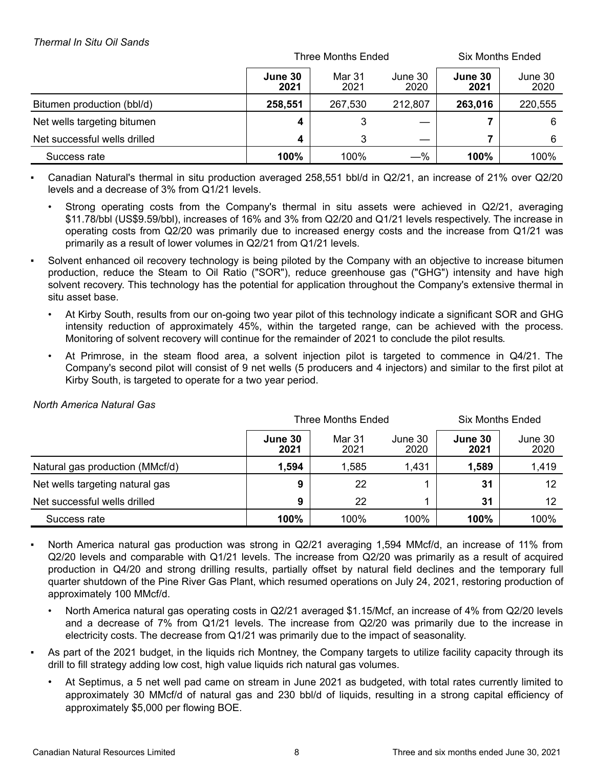*Thermal In Situ Oil Sands*

| | Three Months Ended | | | Six Months Ended | |
|---|---|---|---|---|---|
| | **June 30 2021** | Mar 31 2021 | June 30 2020 | **June 30 2021** | June 30 2020 |
| Bitumen production (bbl/d) | **258,551** | 267,530 | 212,807 | **263,016** | 220,555 |
| Net wells targeting bitumen | **4** | 3 | — | **7** | 6 |
| Net successful wells drilled | **4** | 3 | — | **7** | 6 |
| Success rate | **100%** | 100% | —% | **100%** | 100% |

- Canadian Natural's thermal in situ production averaged 258,551 bbl/d in Q2/21, an increase of 21% over Q2/20 levels and a decrease of 3% from Q1/21 levels.
  - Strong operating costs from the Company's thermal in situ assets were achieved in Q2/21, averaging $11.78/bbl (US$9.59/bbl), increases of 16% and 3% from Q2/20 and Q1/21 levels respectively. The increase in operating costs from Q2/20 was primarily due to increased energy costs and the increase from Q1/21 was primarily as a result of lower volumes in Q2/21 from Q1/21 levels.
- Solvent enhanced oil recovery technology is being piloted by the Company with an objective to increase bitumen production, reduce the Steam to Oil Ratio ("SOR"), reduce greenhouse gas ("GHG") intensity and have high solvent recovery. This technology has the potential for application throughout the Company's extensive thermal in situ asset base.
  - At Kirby South, results from our on-going two year pilot of this technology indicate a significant SOR and GHG intensity reduction of approximately 45%, within the targeted range, can be achieved with the process. Monitoring of solvent recovery will continue for the remainder of 2021 to conclude the pilot results.
  - At Primrose, in the steam flood area, a solvent injection pilot is targeted to commence in Q4/21. The Company's second pilot will consist of 9 net wells (5 producers and 4 injectors) and similar to the first pilot at Kirby South, is targeted to operate for a two year period.

*North America Natural Gas*

| | Three Months Ended | | | Six Months Ended | |
|---|---|---|---|---|---|
| | **June 30 2021** | Mar 31 2021 | June 30 2020 | **June 30 2021** | June 30 2020 |
| Natural gas production (MMcf/d) | **1,594** | 1,585 | 1,431 | **1,589** | 1,419 |
| Net wells targeting natural gas | **9** | 22 | 1 | **31** | 12 |
| Net successful wells drilled | **9** | 22 | 1 | **31** | 12 |
| Success rate | **100%** | 100% | 100% | **100%** | 100% |

- North America natural gas production was strong in Q2/21 averaging 1,594 MMcf/d, an increase of 11% from Q2/20 levels and comparable with Q1/21 levels. The increase from Q2/20 was primarily as a result of acquired production in Q4/20 and strong drilling results, partially offset by natural field declines and the temporary full quarter shutdown of the Pine River Gas Plant, which resumed operations on July 24, 2021, restoring production of approximately 100 MMcf/d.
  - North America natural gas operating costs in Q2/21 averaged $1.15/Mcf, an increase of 4% from Q2/20 levels and a decrease of 7% from Q1/21 levels. The increase from Q2/20 was primarily due to the increase in electricity costs. The decrease from Q1/21 was primarily due to the impact of seasonality.
- As part of the 2021 budget, in the liquids rich Montney, the Company targets to utilize facility capacity through its drill to fill strategy adding low cost, high value liquids rich natural gas volumes.
  - At Septimus, a 5 net well pad came on stream in June 2021 as budgeted, with total rates currently limited to approximately 30 MMcf/d of natural gas and 230 bbl/d of liquids, resulting in a strong capital efficiency of approximately $5,000 per flowing BOE.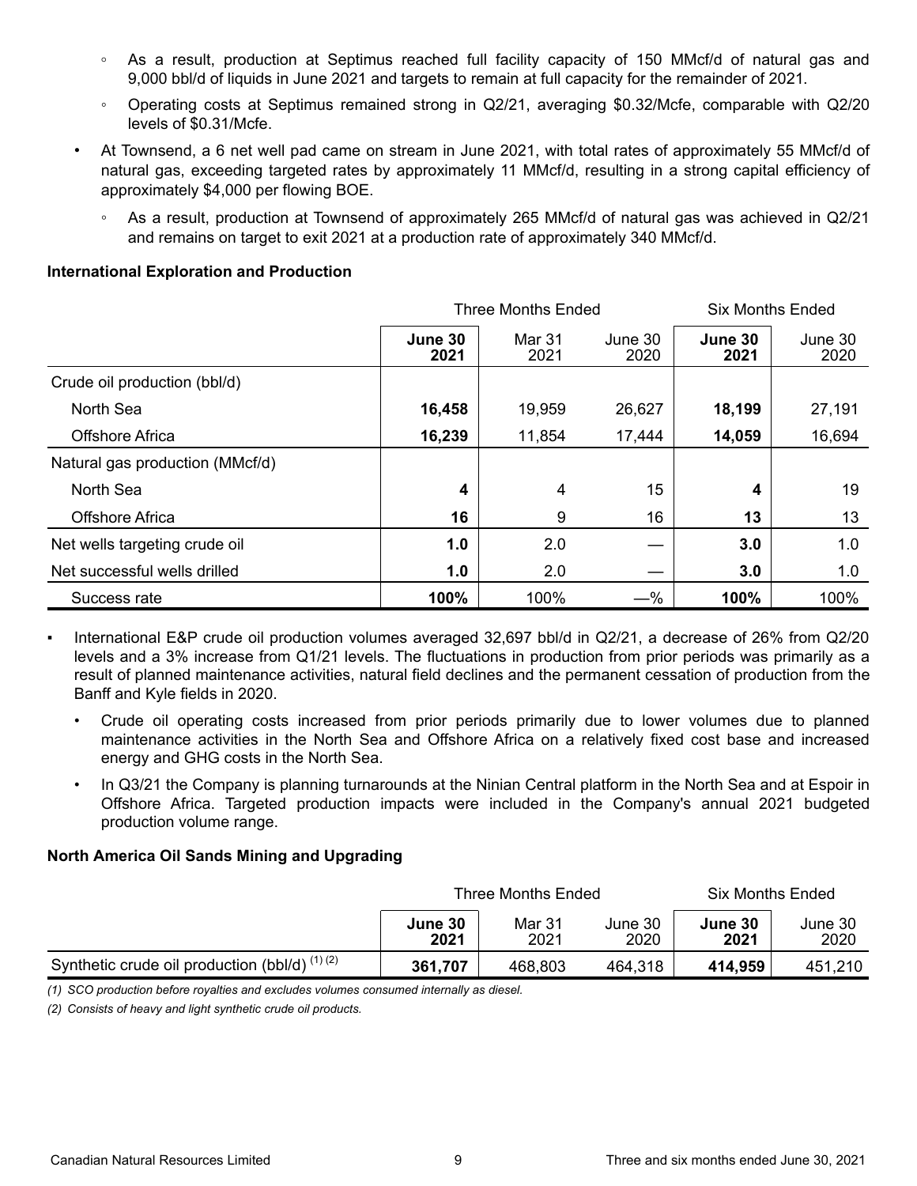- As a result, production at Septimus reached full facility capacity of 150 MMcf/d of natural gas and 9,000 bbl/d of liquids in June 2021 and targets to remain at full capacity for the remainder of 2021.
- Operating costs at Septimus remained strong in Q2/21, averaging $0.32/Mcfe, comparable with Q2/20 levels of $0.31/Mcfe.

- At Townsend, a 6 net well pad came on stream in June 2021, with total rates of approximately 55 MMcf/d of natural gas, exceeding targeted rates by approximately 11 MMcf/d, resulting in a strong capital efficiency of approximately $4,000 per flowing BOE.
  - As a result, production at Townsend of approximately 265 MMcf/d of natural gas was achieved in Q2/21 and remains on target to exit 2021 at a production rate of approximately 340 MMcf/d.

**International Exploration and Production**

| | Three Months Ended | | | Six Months Ended | |
|---|---|---|---|---|---|
| | **June 30 2021** | Mar 31 2021 | June 30 2020 | **June 30 2021** | June 30 2020 |
| Crude oil production (bbl/d) | | | | | |
| North Sea | **16,458** | 19,959 | 26,627 | **18,199** | 27,191 |
| Offshore Africa | **16,239** | 11,854 | 17,444 | **14,059** | 16,694 |
| Natural gas production (MMcf/d) | | | | | |
| North Sea | **4** | 4 | 15 | **4** | 19 |
| Offshore Africa | **16** | 9 | 16 | **13** | 13 |
| Net wells targeting crude oil | **1.0** | 2.0 | — | **3.0** | 1.0 |
| Net successful wells drilled | **1.0** | 2.0 | — | **3.0** | 1.0 |
| Success rate | **100%** | 100% | —% | **100%** | 100% |

- International E&P crude oil production volumes averaged 32,697 bbl/d in Q2/21, a decrease of 26% from Q2/20 levels and a 3% increase from Q1/21 levels. The fluctuations in production from prior periods was primarily as a result of planned maintenance activities, natural field declines and the permanent cessation of production from the Banff and Kyle fields in 2020.
  - Crude oil operating costs increased from prior periods primarily due to lower volumes due to planned maintenance activities in the North Sea and Offshore Africa on a relatively fixed cost base and increased energy and GHG costs in the North Sea.
  - In Q3/21 the Company is planning turnarounds at the Ninian Central platform in the North Sea and at Espoir in Offshore Africa. Targeted production impacts were included in the Company's annual 2021 budgeted production volume range.

**North America Oil Sands Mining and Upgrading**

| | Three Months Ended | | | Six Months Ended | |
|---|---|---|---|---|---|
| | **June 30 2021** | Mar 31 2021 | June 30 2020 | **June 30 2021** | June 30 2020 |
| Synthetic crude oil production (bbl/d) (1) (2) | **361,707** | 468,803 | 464,318 | **414,959** | 451,210 |

*(1) SCO production before royalties and excludes volumes consumed internally as diesel.*

*(2) Consists of heavy and light synthetic crude oil products.*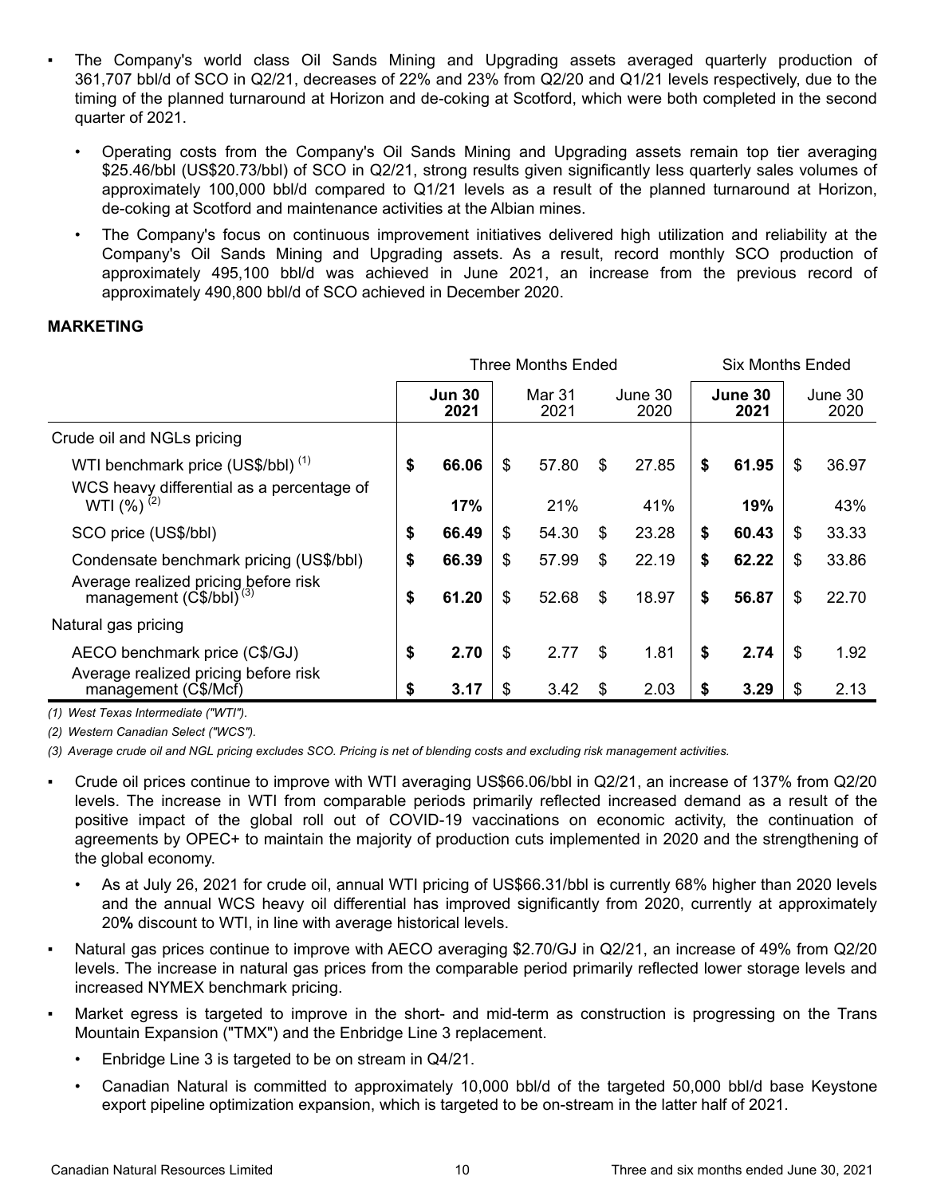- The Company's world class Oil Sands Mining and Upgrading assets averaged quarterly production of 361,707 bbl/d of SCO in Q2/21, decreases of 22% and 23% from Q2/20 and Q1/21 levels respectively, due to the timing of the planned turnaround at Horizon and de-coking at Scotford, which were both completed in the second quarter of 2021.
  - Operating costs from the Company's Oil Sands Mining and Upgrading assets remain top tier averaging \$25.46/bbl (US\$20.73/bbl) of SCO in Q2/21, strong results given significantly less quarterly sales volumes of approximately 100,000 bbl/d compared to Q1/21 levels as a result of the planned turnaround at Horizon, de-coking at Scotford and maintenance activities at the Albian mines.
  - The Company's focus on continuous improvement initiatives delivered high utilization and reliability at the Company's Oil Sands Mining and Upgrading assets. As a result, record monthly SCO production of approximately 495,100 bbl/d was achieved in June 2021, an increase from the previous record of approximately 490,800 bbl/d of SCO achieved in December 2020.

## MARKETING

| | Three Months Ended | | | Six Months Ended | |
|---|---|---|---|---|---|
| | **Jun 30 2021** | Mar 31 2021 | June 30 2020 | **June 30 2021** | June 30 2020 |
| Crude oil and NGLs pricing | | | | | |
| WTI benchmark price (US\$/bbl) [1] | **\$ 66.06** | \$ 57.80 | \$ 27.85 | **\$ 61.95** | \$ 36.97 |
| WCS heavy differential as a percentage of WTI (%) [2] | **17%** | 21% | 41% | **19%** | 43% |
| SCO price (US\$/bbl) | **\$ 66.49** | \$ 54.30 | \$ 23.28 | **\$ 60.43** | \$ 33.33 |
| Condensate benchmark pricing (US\$/bbl) | **\$ 66.39** | \$ 57.99 | \$ 22.19 | **\$ 62.22** | \$ 33.86 |
| Average realized pricing before risk management (C\$/bbl) [3] | **\$ 61.20** | \$ 52.68 | \$ 18.97 | **\$ 56.87** | \$ 22.70 |
| Natural gas pricing | | | | | |
| AECO benchmark price (C\$/GJ) | **\$ 2.70** | \$ 2.77 | \$ 1.81 | **\$ 2.74** | \$ 1.92 |
| Average realized pricing before risk management (C\$/Mcf) | **\$ 3.17** | \$ 3.42 | \$ 2.03 | **\$ 3.29** | \$ 2.13 |

*(1) West Texas Intermediate ("WTI").*

*(2) Western Canadian Select ("WCS").*

*(3) Average crude oil and NGL pricing excludes SCO. Pricing is net of blending costs and excluding risk management activities.*

- Crude oil prices continue to improve with WTI averaging US\$66.06/bbl in Q2/21, an increase of 137% from Q2/20 levels. The increase in WTI from comparable periods primarily reflected increased demand as a result of the positive impact of the global roll out of COVID-19 vaccinations on economic activity, the continuation of agreements by OPEC+ to maintain the majority of production cuts implemented in 2020 and the strengthening of the global economy.
  - As at July 26, 2021 for crude oil, annual WTI pricing of US\$66.31/bbl is currently 68% higher than 2020 levels and the annual WCS heavy oil differential has improved significantly from 2020, currently at approximately 20**%** discount to WTI, in line with average historical levels.
- Natural gas prices continue to improve with AECO averaging \$2.70/GJ in Q2/21, an increase of 49% from Q2/20 levels. The increase in natural gas prices from the comparable period primarily reflected lower storage levels and increased NYMEX benchmark pricing.
- Market egress is targeted to improve in the short- and mid-term as construction is progressing on the Trans Mountain Expansion ("TMX") and the Enbridge Line 3 replacement.
  - Enbridge Line 3 is targeted to be on stream in Q4/21.
  - Canadian Natural is committed to approximately 10,000 bbl/d of the targeted 50,000 bbl/d base Keystone export pipeline optimization expansion, which is targeted to be on-stream in the latter half of 2021.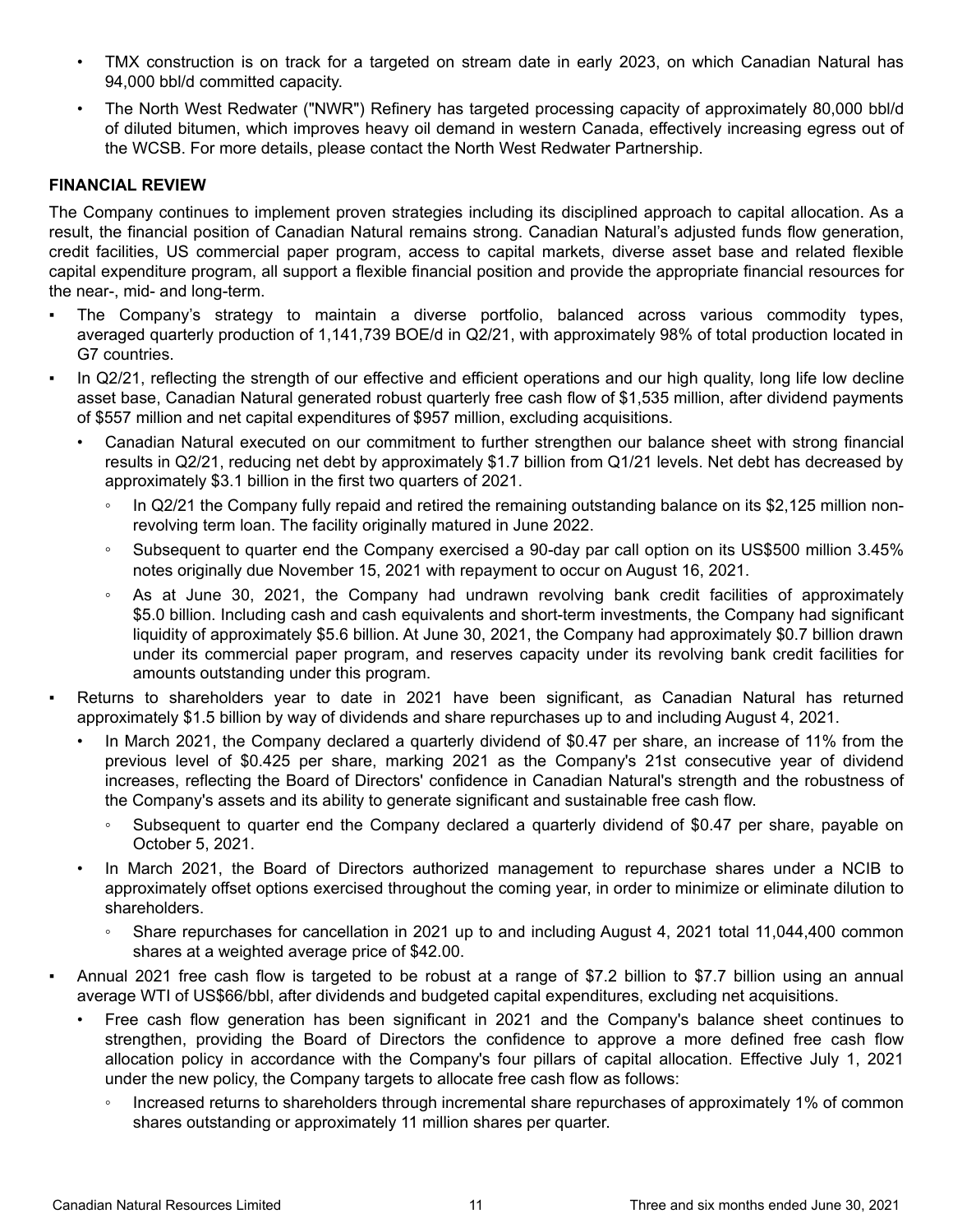- TMX construction is on track for a targeted on stream date in early 2023, on which Canadian Natural has 94,000 bbl/d committed capacity.
- The North West Redwater ("NWR") Refinery has targeted processing capacity of approximately 80,000 bbl/d of diluted bitumen, which improves heavy oil demand in western Canada, effectively increasing egress out of the WCSB. For more details, please contact the North West Redwater Partnership.

## FINANCIAL REVIEW

The Company continues to implement proven strategies including its disciplined approach to capital allocation. As a result, the financial position of Canadian Natural remains strong. Canadian Natural's adjusted funds flow generation, credit facilities, US commercial paper program, access to capital markets, diverse asset base and related flexible capital expenditure program, all support a flexible financial position and provide the appropriate financial resources for the near-, mid- and long-term.

- The Company's strategy to maintain a diverse portfolio, balanced across various commodity types, averaged quarterly production of 1,141,739 BOE/d in Q2/21, with approximately 98% of total production located in G7 countries.
- In Q2/21, reflecting the strength of our effective and efficient operations and our high quality, long life low decline asset base, Canadian Natural generated robust quarterly free cash flow of $1,535 million, after dividend payments of $557 million and net capital expenditures of $957 million, excluding acquisitions.
  - Canadian Natural executed on our commitment to further strengthen our balance sheet with strong financial results in Q2/21, reducing net debt by approximately $1.7 billion from Q1/21 levels. Net debt has decreased by approximately $3.1 billion in the first two quarters of 2021.
    - In Q2/21 the Company fully repaid and retired the remaining outstanding balance on its $2,125 million non-revolving term loan. The facility originally matured in June 2022.
    - Subsequent to quarter end the Company exercised a 90-day par call option on its US$500 million 3.45% notes originally due November 15, 2021 with repayment to occur on August 16, 2021.
    - As at June 30, 2021, the Company had undrawn revolving bank credit facilities of approximately $5.0 billion. Including cash and cash equivalents and short-term investments, the Company had significant liquidity of approximately $5.6 billion. At June 30, 2021, the Company had approximately $0.7 billion drawn under its commercial paper program, and reserves capacity under its revolving bank credit facilities for amounts outstanding under this program.
- Returns to shareholders year to date in 2021 have been significant, as Canadian Natural has returned approximately $1.5 billion by way of dividends and share repurchases up to and including August 4, 2021.
  - In March 2021, the Company declared a quarterly dividend of $0.47 per share, an increase of 11% from the previous level of $0.425 per share, marking 2021 as the Company's 21st consecutive year of dividend increases, reflecting the Board of Directors' confidence in Canadian Natural's strength and the robustness of the Company's assets and its ability to generate significant and sustainable free cash flow.
    - Subsequent to quarter end the Company declared a quarterly dividend of $0.47 per share, payable on October 5, 2021.
  - In March 2021, the Board of Directors authorized management to repurchase shares under a NCIB to approximately offset options exercised throughout the coming year, in order to minimize or eliminate dilution to shareholders.
    - Share repurchases for cancellation in 2021 up to and including August 4, 2021 total 11,044,400 common shares at a weighted average price of $42.00.
- Annual 2021 free cash flow is targeted to be robust at a range of $7.2 billion to $7.7 billion using an annual average WTI of US$66/bbl, after dividends and budgeted capital expenditures, excluding net acquisitions.
  - Free cash flow generation has been significant in 2021 and the Company's balance sheet continues to strengthen, providing the Board of Directors the confidence to approve a more defined free cash flow allocation policy in accordance with the Company's four pillars of capital allocation. Effective July 1, 2021 under the new policy, the Company targets to allocate free cash flow as follows:
    - Increased returns to shareholders through incremental share repurchases of approximately 1% of common shares outstanding or approximately 11 million shares per quarter.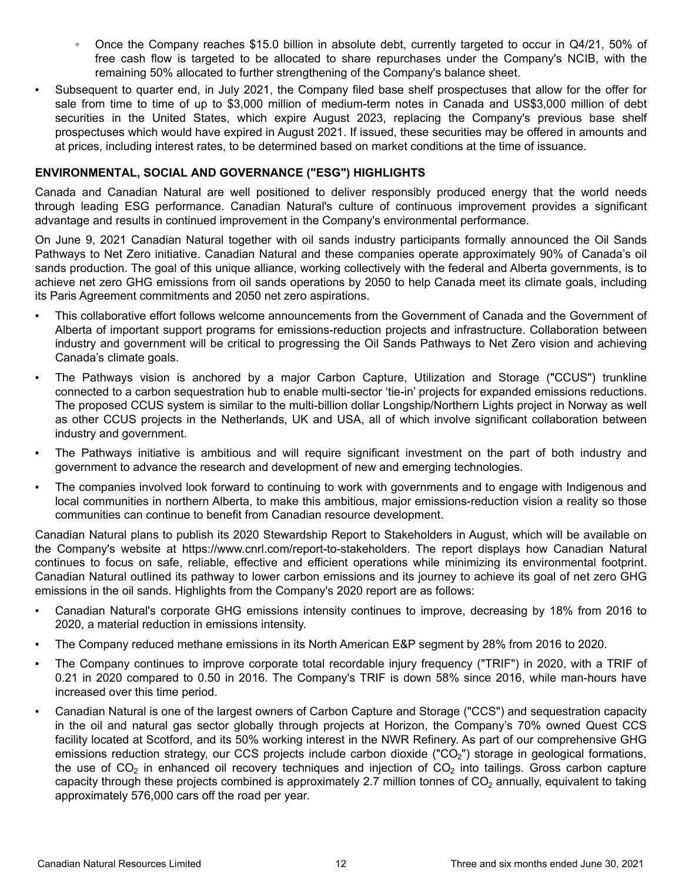- Once the Company reaches $15.0 billion in absolute debt, currently targeted to occur in Q4/21, 50% of free cash flow is targeted to be allocated to share repurchases under the Company's NCIB, with the remaining 50% allocated to further strengthening of the Company's balance sheet.

- Subsequent to quarter end, in July 2021, the Company filed base shelf prospectuses that allow for the offer for sale from time to time of up to $3,000 million of medium-term notes in Canada and US$3,000 million of debt securities in the United States, which expire August 2023, replacing the Company's previous base shelf prospectuses which would have expired in August 2021. If issued, these securities may be offered in amounts and at prices, including interest rates, to be determined based on market conditions at the time of issuance.

## ENVIRONMENTAL, SOCIAL AND GOVERNANCE ("ESG") HIGHLIGHTS

Canada and Canadian Natural are well positioned to deliver responsibly produced energy that the world needs through leading ESG performance. Canadian Natural's culture of continuous improvement provides a significant advantage and results in continued improvement in the Company's environmental performance.

On June 9, 2021 Canadian Natural together with oil sands industry participants formally announced the Oil Sands Pathways to Net Zero initiative. Canadian Natural and these companies operate approximately 90% of Canada's oil sands production. The goal of this unique alliance, working collectively with the federal and Alberta governments, is to achieve net zero GHG emissions from oil sands operations by 2050 to help Canada meet its climate goals, including its Paris Agreement commitments and 2050 net zero aspirations.

- This collaborative effort follows welcome announcements from the Government of Canada and the Government of Alberta of important support programs for emissions-reduction projects and infrastructure. Collaboration between industry and government will be critical to progressing the Oil Sands Pathways to Net Zero vision and achieving Canada's climate goals.
- The Pathways vision is anchored by a major Carbon Capture, Utilization and Storage ("CCUS") trunkline connected to a carbon sequestration hub to enable multi-sector 'tie-in' projects for expanded emissions reductions. The proposed CCUS system is similar to the multi-billion dollar Longship/Northern Lights project in Norway as well as other CCUS projects in the Netherlands, UK and USA, all of which involve significant collaboration between industry and government.
- The Pathways initiative is ambitious and will require significant investment on the part of both industry and government to advance the research and development of new and emerging technologies.
- The companies involved look forward to continuing to work with governments and to engage with Indigenous and local communities in northern Alberta, to make this ambitious, major emissions-reduction vision a reality so those communities can continue to benefit from Canadian resource development.

Canadian Natural plans to publish its 2020 Stewardship Report to Stakeholders in August, which will be available on the Company's website at https://www.cnrl.com/report-to-stakeholders. The report displays how Canadian Natural continues to focus on safe, reliable, effective and efficient operations while minimizing its environmental footprint. Canadian Natural outlined its pathway to lower carbon emissions and its journey to achieve its goal of net zero GHG emissions in the oil sands. Highlights from the Company's 2020 report are as follows:

- Canadian Natural's corporate GHG emissions intensity continues to improve, decreasing by 18% from 2016 to 2020, a material reduction in emissions intensity.
- The Company reduced methane emissions in its North American E&P segment by 28% from 2016 to 2020.
- The Company continues to improve corporate total recordable injury frequency ("TRIF") in 2020, with a TRIF of 0.21 in 2020 compared to 0.50 in 2016. The Company's TRIF is down 58% since 2016, while man-hours have increased over this time period.
- Canadian Natural is one of the largest owners of Carbon Capture and Storage ("CCS") and sequestration capacity in the oil and natural gas sector globally through projects at Horizon, the Company's 70% owned Quest CCS facility located at Scotford, and its 50% working interest in the NWR Refinery. As part of our comprehensive GHG emissions reduction strategy, our CCS projects include carbon dioxide ("$CO_2$") storage in geological formations, the use of $CO_2$ in enhanced oil recovery techniques and injection of $CO_2$ into tailings. Gross carbon capture capacity through these projects combined is approximately 2.7 million tonnes of $CO_2$ annually, equivalent to taking approximately 576,000 cars off the road per year.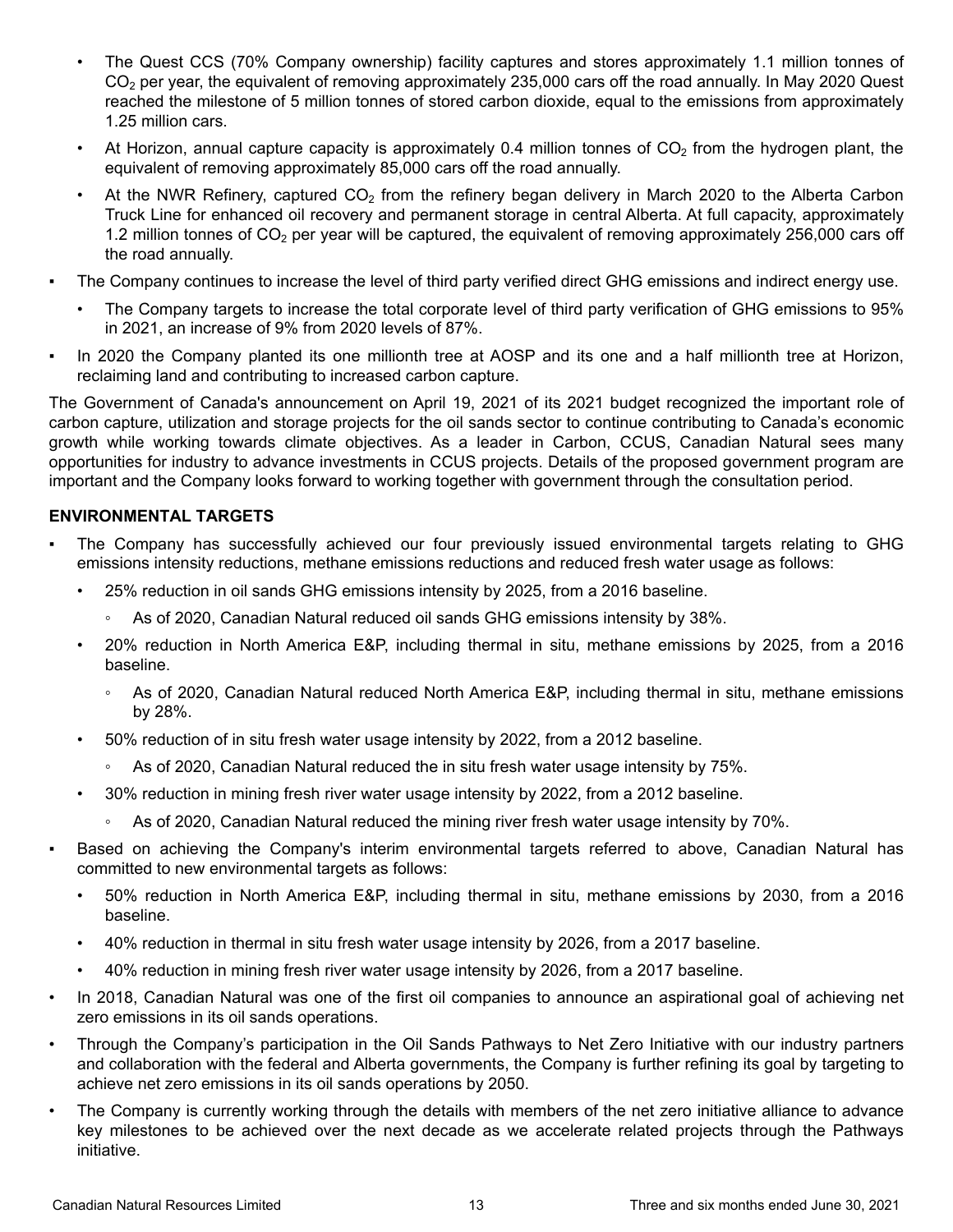- The Quest CCS (70% Company ownership) facility captures and stores approximately 1.1 million tonnes of $CO_2$ per year, the equivalent of removing approximately 235,000 cars off the road annually. In May 2020 Quest reached the milestone of 5 million tonnes of stored carbon dioxide, equal to the emissions from approximately 1.25 million cars.
- At Horizon, annual capture capacity is approximately 0.4 million tonnes of $CO_2$ from the hydrogen plant, the equivalent of removing approximately 85,000 cars off the road annually.
- At the NWR Refinery, captured $CO_2$ from the refinery began delivery in March 2020 to the Alberta Carbon Truck Line for enhanced oil recovery and permanent storage in central Alberta. At full capacity, approximately 1.2 million tonnes of $CO_2$ per year will be captured, the equivalent of removing approximately 256,000 cars off the road annually.

- The Company continues to increase the level of third party verified direct GHG emissions and indirect energy use.
  - The Company targets to increase the total corporate level of third party verification of GHG emissions to 95% in 2021, an increase of 9% from 2020 levels of 87%.
- In 2020 the Company planted its one millionth tree at AOSP and its one and a half millionth tree at Horizon, reclaiming land and contributing to increased carbon capture.

The Government of Canada's announcement on April 19, 2021 of its 2021 budget recognized the important role of carbon capture, utilization and storage projects for the oil sands sector to continue contributing to Canada's economic growth while working towards climate objectives. As a leader in Carbon, CCUS, Canadian Natural sees many opportunities for industry to advance investments in CCUS projects. Details of the proposed government program are important and the Company looks forward to working together with government through the consultation period.

## ENVIRONMENTAL TARGETS

- The Company has successfully achieved our four previously issued environmental targets relating to GHG emissions intensity reductions, methane emissions reductions and reduced fresh water usage as follows:
  - 25% reduction in oil sands GHG emissions intensity by 2025, from a 2016 baseline.
    - As of 2020, Canadian Natural reduced oil sands GHG emissions intensity by 38%.
  - 20% reduction in North America E&P, including thermal in situ, methane emissions by 2025, from a 2016 baseline.
    - As of 2020, Canadian Natural reduced North America E&P, including thermal in situ, methane emissions by 28%.
  - 50% reduction of in situ fresh water usage intensity by 2022, from a 2012 baseline.
    - As of 2020, Canadian Natural reduced the in situ fresh water usage intensity by 75%.
  - 30% reduction in mining fresh river water usage intensity by 2022, from a 2012 baseline.
    - As of 2020, Canadian Natural reduced the mining river fresh water usage intensity by 70%.
- Based on achieving the Company's interim environmental targets referred to above, Canadian Natural has committed to new environmental targets as follows:
  - 50% reduction in North America E&P, including thermal in situ, methane emissions by 2030, from a 2016 baseline.
  - 40% reduction in thermal in situ fresh water usage intensity by 2026, from a 2017 baseline.
  - 40% reduction in mining fresh river water usage intensity by 2026, from a 2017 baseline.
- In 2018, Canadian Natural was one of the first oil companies to announce an aspirational goal of achieving net zero emissions in its oil sands operations.
- Through the Company's participation in the Oil Sands Pathways to Net Zero Initiative with our industry partners and collaboration with the federal and Alberta governments, the Company is further refining its goal by targeting to achieve net zero emissions in its oil sands operations by 2050.
- The Company is currently working through the details with members of the net zero initiative alliance to advance key milestones to be achieved over the next decade as we accelerate related projects through the Pathways initiative.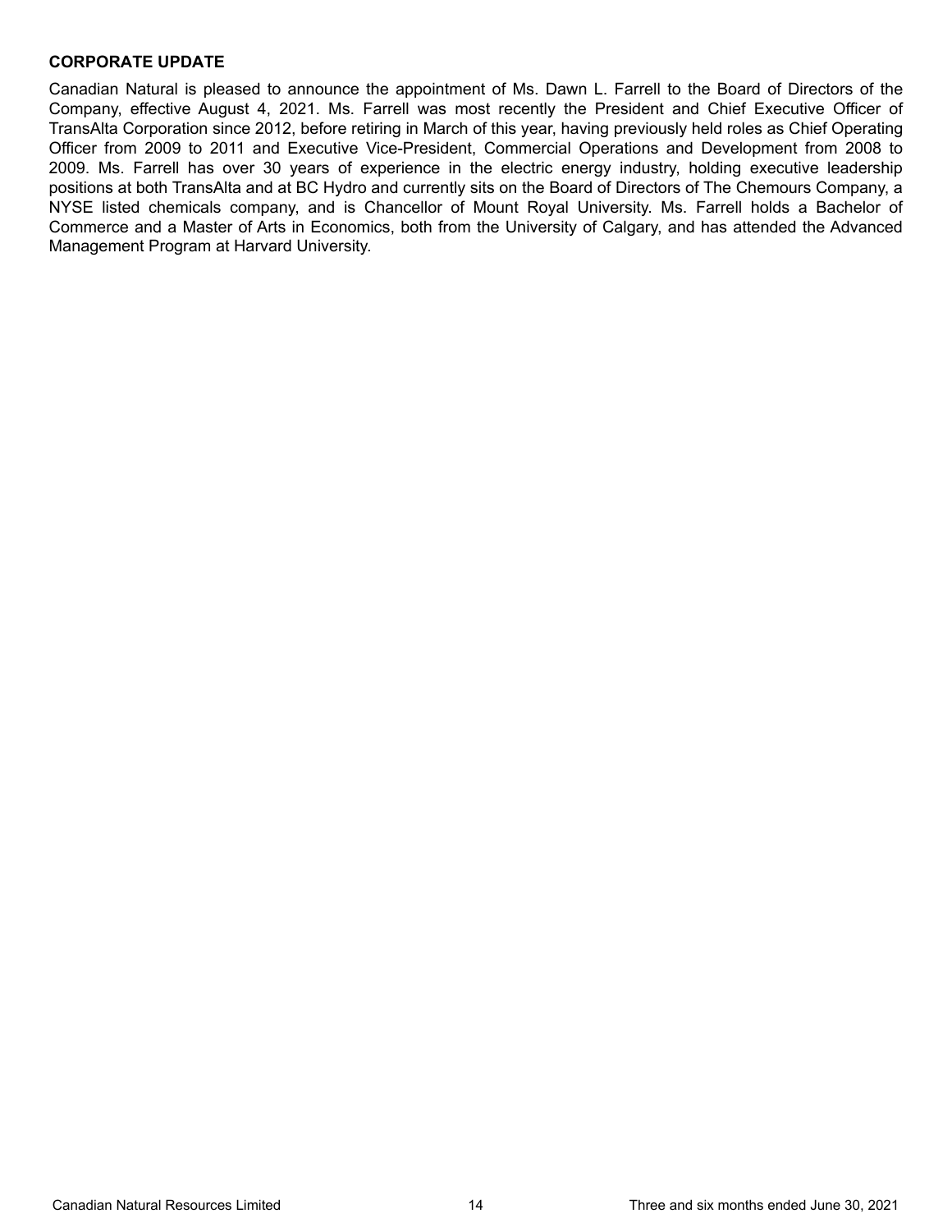## CORPORATE UPDATE

Canadian Natural is pleased to announce the appointment of Ms. Dawn L. Farrell to the Board of Directors of the Company, effective August 4, 2021. Ms. Farrell was most recently the President and Chief Executive Officer of TransAlta Corporation since 2012, before retiring in March of this year, having previously held roles as Chief Operating Officer from 2009 to 2011 and Executive Vice-President, Commercial Operations and Development from 2008 to 2009. Ms. Farrell has over 30 years of experience in the electric energy industry, holding executive leadership positions at both TransAlta and at BC Hydro and currently sits on the Board of Directors of The Chemours Company, a NYSE listed chemicals company, and is Chancellor of Mount Royal University. Ms. Farrell holds a Bachelor of Commerce and a Master of Arts in Economics, both from the University of Calgary, and has attended the Advanced Management Program at Harvard University.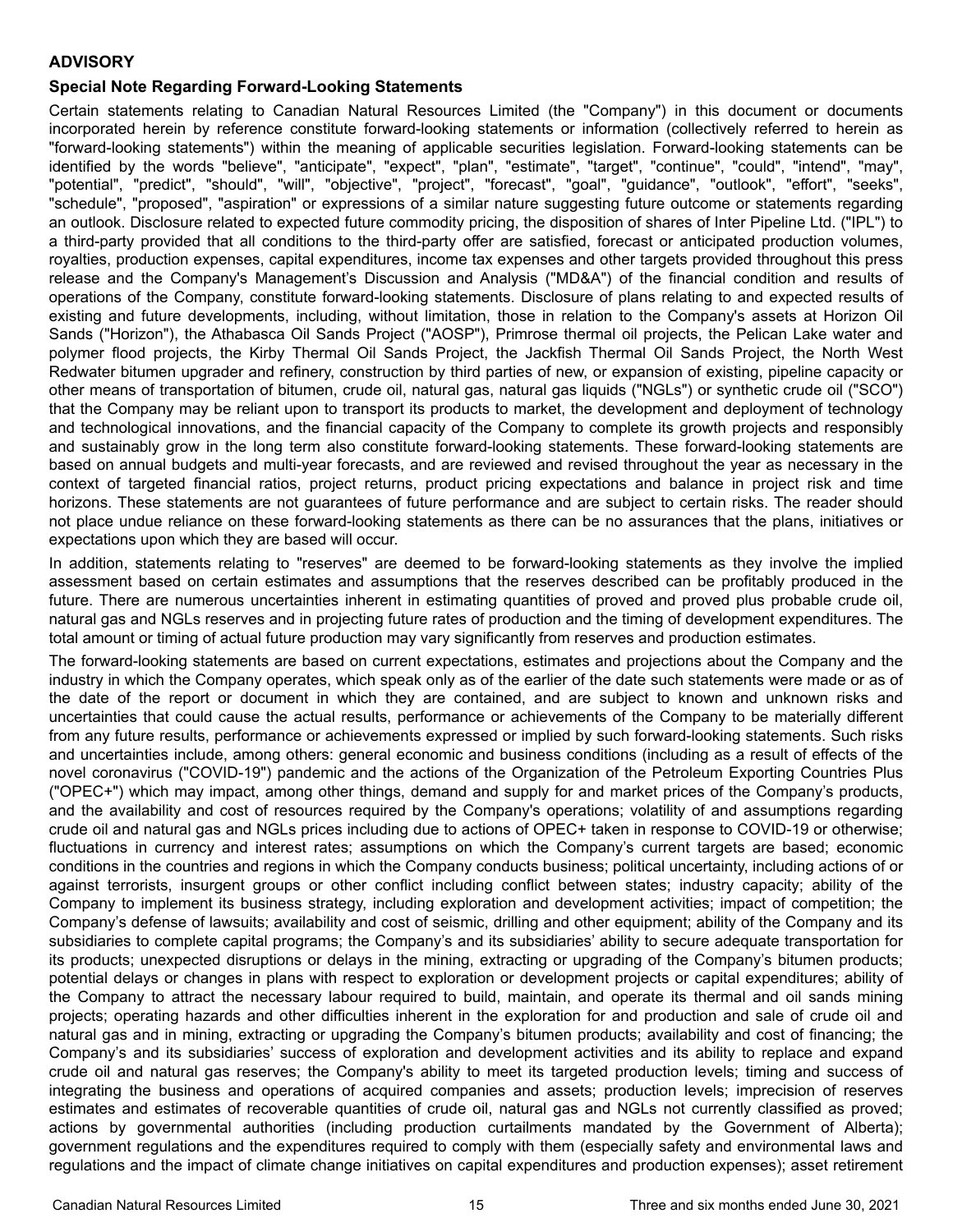## ADVISORY

### Special Note Regarding Forward-Looking Statements

Certain statements relating to Canadian Natural Resources Limited (the "Company") in this document or documents incorporated herein by reference constitute forward-looking statements or information (collectively referred to herein as "forward-looking statements") within the meaning of applicable securities legislation. Forward-looking statements can be identified by the words "believe", "anticipate", "expect", "plan", "estimate", "target", "continue", "could", "intend", "may", "potential", "predict", "should", "will", "objective", "project", "forecast", "goal", "guidance", "outlook", "effort", "seeks", "schedule", "proposed", "aspiration" or expressions of a similar nature suggesting future outcome or statements regarding an outlook. Disclosure related to expected future commodity pricing, the disposition of shares of Inter Pipeline Ltd. ("IPL") to a third-party provided that all conditions to the third-party offer are satisfied, forecast or anticipated production volumes, royalties, production expenses, capital expenditures, income tax expenses and other targets provided throughout this press release and the Company's Management's Discussion and Analysis ("MD&A") of the financial condition and results of operations of the Company, constitute forward-looking statements. Disclosure of plans relating to and expected results of existing and future developments, including, without limitation, those in relation to the Company's assets at Horizon Oil Sands ("Horizon"), the Athabasca Oil Sands Project ("AOSP"), Primrose thermal oil projects, the Pelican Lake water and polymer flood projects, the Kirby Thermal Oil Sands Project, the Jackfish Thermal Oil Sands Project, the North West Redwater bitumen upgrader and refinery, construction by third parties of new, or expansion of existing, pipeline capacity or other means of transportation of bitumen, crude oil, natural gas, natural gas liquids ("NGLs") or synthetic crude oil ("SCO") that the Company may be reliant upon to transport its products to market, the development and deployment of technology and technological innovations, and the financial capacity of the Company to complete its growth projects and responsibly and sustainably grow in the long term also constitute forward-looking statements. These forward-looking statements are based on annual budgets and multi-year forecasts, and are reviewed and revised throughout the year as necessary in the context of targeted financial ratios, project returns, product pricing expectations and balance in project risk and time horizons. These statements are not guarantees of future performance and are subject to certain risks. The reader should not place undue reliance on these forward-looking statements as there can be no assurances that the plans, initiatives or expectations upon which they are based will occur.

In addition, statements relating to "reserves" are deemed to be forward-looking statements as they involve the implied assessment based on certain estimates and assumptions that the reserves described can be profitably produced in the future. There are numerous uncertainties inherent in estimating quantities of proved and proved plus probable crude oil, natural gas and NGLs reserves and in projecting future rates of production and the timing of development expenditures. The total amount or timing of actual future production may vary significantly from reserves and production estimates.

The forward-looking statements are based on current expectations, estimates and projections about the Company and the industry in which the Company operates, which speak only as of the earlier of the date such statements were made or as of the date of the report or document in which they are contained, and are subject to known and unknown risks and uncertainties that could cause the actual results, performance or achievements of the Company to be materially different from any future results, performance or achievements expressed or implied by such forward-looking statements. Such risks and uncertainties include, among others: general economic and business conditions (including as a result of effects of the novel coronavirus ("COVID-19") pandemic and the actions of the Organization of the Petroleum Exporting Countries Plus ("OPEC+") which may impact, among other things, demand and supply for and market prices of the Company's products, and the availability and cost of resources required by the Company's operations; volatility of and assumptions regarding crude oil and natural gas and NGLs prices including due to actions of OPEC+ taken in response to COVID-19 or otherwise; fluctuations in currency and interest rates; assumptions on which the Company's current targets are based; economic conditions in the countries and regions in which the Company conducts business; political uncertainty, including actions of or against terrorists, insurgent groups or other conflict including conflict between states; industry capacity; ability of the Company to implement its business strategy, including exploration and development activities; impact of competition; the Company's defense of lawsuits; availability and cost of seismic, drilling and other equipment; ability of the Company and its subsidiaries to complete capital programs; the Company's and its subsidiaries' ability to secure adequate transportation for its products; unexpected disruptions or delays in the mining, extracting or upgrading of the Company's bitumen products; potential delays or changes in plans with respect to exploration or development projects or capital expenditures; ability of the Company to attract the necessary labour required to build, maintain, and operate its thermal and oil sands mining projects; operating hazards and other difficulties inherent in the exploration for and production and sale of crude oil and natural gas and in mining, extracting or upgrading the Company's bitumen products; availability and cost of financing; the Company's and its subsidiaries' success of exploration and development activities and its ability to replace and expand crude oil and natural gas reserves; the Company's ability to meet its targeted production levels; timing and success of integrating the business and operations of acquired companies and assets; production levels; imprecision of reserves estimates and estimates of recoverable quantities of crude oil, natural gas and NGLs not currently classified as proved; actions by governmental authorities (including production curtailments mandated by the Government of Alberta); government regulations and the expenditures required to comply with them (especially safety and environmental laws and regulations and the impact of climate change initiatives on capital expenditures and production expenses); asset retirement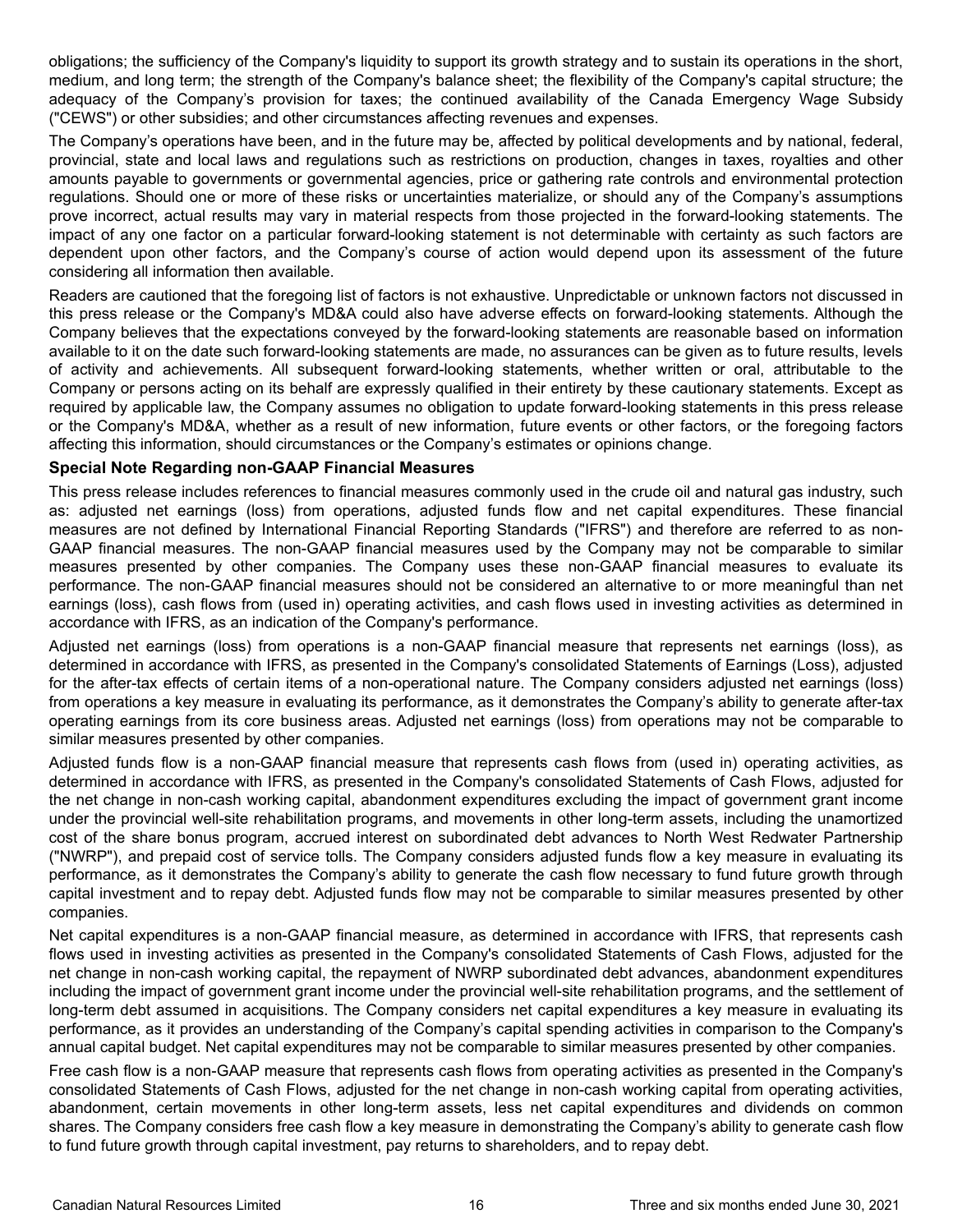obligations; the sufficiency of the Company's liquidity to support its growth strategy and to sustain its operations in the short, medium, and long term; the strength of the Company's balance sheet; the flexibility of the Company's capital structure; the adequacy of the Company's provision for taxes; the continued availability of the Canada Emergency Wage Subsidy ("CEWS") or other subsidies; and other circumstances affecting revenues and expenses.

The Company's operations have been, and in the future may be, affected by political developments and by national, federal, provincial, state and local laws and regulations such as restrictions on production, changes in taxes, royalties and other amounts payable to governments or governmental agencies, price or gathering rate controls and environmental protection regulations. Should one or more of these risks or uncertainties materialize, or should any of the Company's assumptions prove incorrect, actual results may vary in material respects from those projected in the forward-looking statements. The impact of any one factor on a particular forward-looking statement is not determinable with certainty as such factors are dependent upon other factors, and the Company's course of action would depend upon its assessment of the future considering all information then available.

Readers are cautioned that the foregoing list of factors is not exhaustive. Unpredictable or unknown factors not discussed in this press release or the Company's MD&A could also have adverse effects on forward-looking statements. Although the Company believes that the expectations conveyed by the forward-looking statements are reasonable based on information available to it on the date such forward-looking statements are made, no assurances can be given as to future results, levels of activity and achievements. All subsequent forward-looking statements, whether written or oral, attributable to the Company or persons acting on its behalf are expressly qualified in their entirety by these cautionary statements. Except as required by applicable law, the Company assumes no obligation to update forward-looking statements in this press release or the Company's MD&A, whether as a result of new information, future events or other factors, or the foregoing factors affecting this information, should circumstances or the Company's estimates or opinions change.

### Special Note Regarding non-GAAP Financial Measures

This press release includes references to financial measures commonly used in the crude oil and natural gas industry, such as: adjusted net earnings (loss) from operations, adjusted funds flow and net capital expenditures. These financial measures are not defined by International Financial Reporting Standards ("IFRS") and therefore are referred to as non-GAAP financial measures. The non-GAAP financial measures used by the Company may not be comparable to similar measures presented by other companies. The Company uses these non-GAAP financial measures to evaluate its performance. The non-GAAP financial measures should not be considered an alternative to or more meaningful than net earnings (loss), cash flows from (used in) operating activities, and cash flows used in investing activities as determined in accordance with IFRS, as an indication of the Company's performance.

Adjusted net earnings (loss) from operations is a non-GAAP financial measure that represents net earnings (loss), as determined in accordance with IFRS, as presented in the Company's consolidated Statements of Earnings (Loss), adjusted for the after-tax effects of certain items of a non-operational nature. The Company considers adjusted net earnings (loss) from operations a key measure in evaluating its performance, as it demonstrates the Company's ability to generate after-tax operating earnings from its core business areas. Adjusted net earnings (loss) from operations may not be comparable to similar measures presented by other companies.

Adjusted funds flow is a non-GAAP financial measure that represents cash flows from (used in) operating activities, as determined in accordance with IFRS, as presented in the Company's consolidated Statements of Cash Flows, adjusted for the net change in non-cash working capital, abandonment expenditures excluding the impact of government grant income under the provincial well-site rehabilitation programs, and movements in other long-term assets, including the unamortized cost of the share bonus program, accrued interest on subordinated debt advances to North West Redwater Partnership ("NWRP"), and prepaid cost of service tolls. The Company considers adjusted funds flow a key measure in evaluating its performance, as it demonstrates the Company's ability to generate the cash flow necessary to fund future growth through capital investment and to repay debt. Adjusted funds flow may not be comparable to similar measures presented by other companies.

Net capital expenditures is a non-GAAP financial measure, as determined in accordance with IFRS, that represents cash flows used in investing activities as presented in the Company's consolidated Statements of Cash Flows, adjusted for the net change in non-cash working capital, the repayment of NWRP subordinated debt advances, abandonment expenditures including the impact of government grant income under the provincial well-site rehabilitation programs, and the settlement of long-term debt assumed in acquisitions. The Company considers net capital expenditures a key measure in evaluating its performance, as it provides an understanding of the Company's capital spending activities in comparison to the Company's annual capital budget. Net capital expenditures may not be comparable to similar measures presented by other companies.

Free cash flow is a non-GAAP measure that represents cash flows from operating activities as presented in the Company's consolidated Statements of Cash Flows, adjusted for the net change in non-cash working capital from operating activities, abandonment, certain movements in other long-term assets, less net capital expenditures and dividends on common shares. The Company considers free cash flow a key measure in demonstrating the Company's ability to generate cash flow to fund future growth through capital investment, pay returns to shareholders, and to repay debt.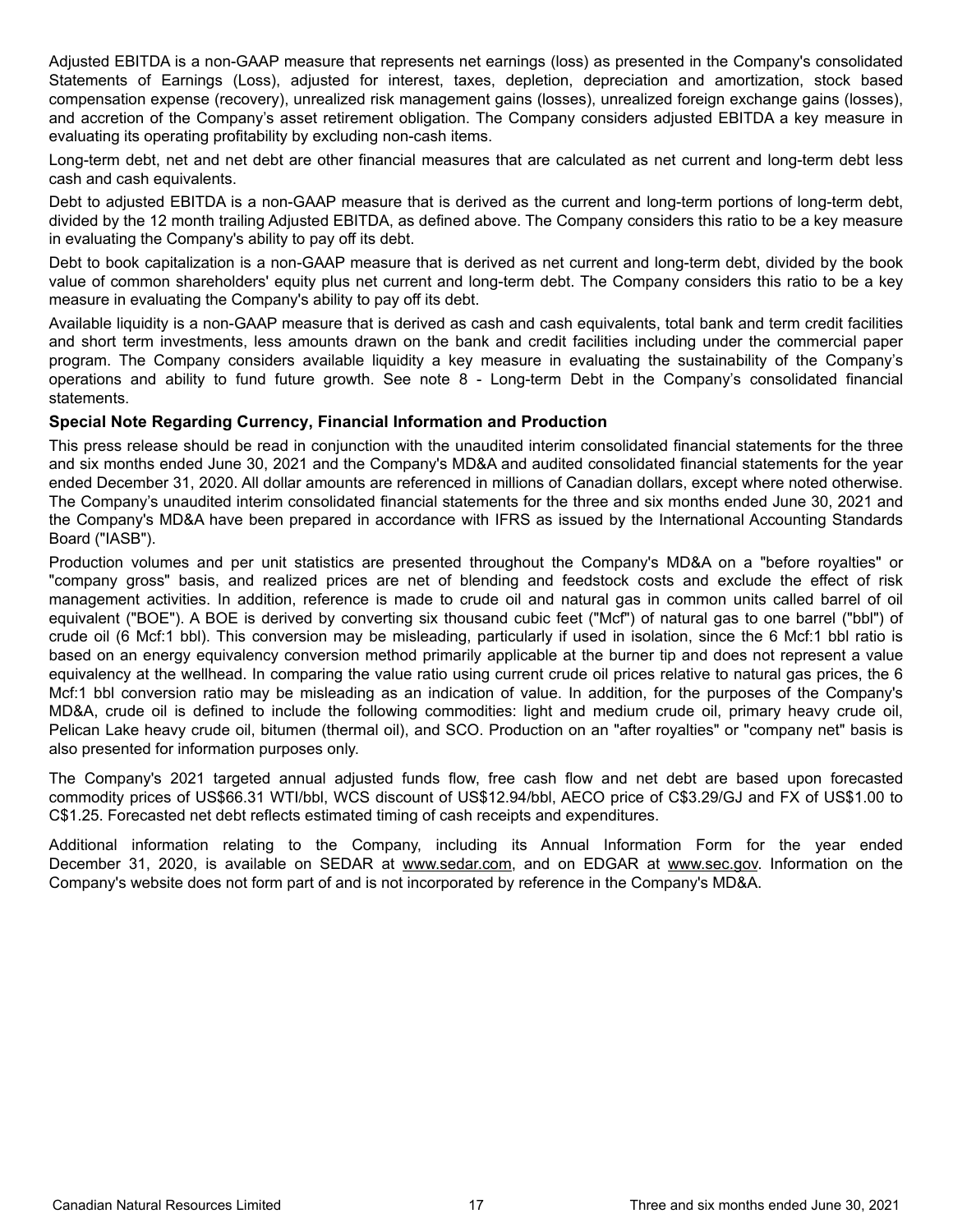Adjusted EBITDA is a non-GAAP measure that represents net earnings (loss) as presented in the Company's consolidated Statements of Earnings (Loss), adjusted for interest, taxes, depletion, depreciation and amortization, stock based compensation expense (recovery), unrealized risk management gains (losses), unrealized foreign exchange gains (losses), and accretion of the Company's asset retirement obligation. The Company considers adjusted EBITDA a key measure in evaluating its operating profitability by excluding non-cash items.

Long-term debt, net and net debt are other financial measures that are calculated as net current and long-term debt less cash and cash equivalents.

Debt to adjusted EBITDA is a non-GAAP measure that is derived as the current and long-term portions of long-term debt, divided by the 12 month trailing Adjusted EBITDA, as defined above. The Company considers this ratio to be a key measure in evaluating the Company's ability to pay off its debt.

Debt to book capitalization is a non-GAAP measure that is derived as net current and long-term debt, divided by the book value of common shareholders' equity plus net current and long-term debt. The Company considers this ratio to be a key measure in evaluating the Company's ability to pay off its debt.

Available liquidity is a non-GAAP measure that is derived as cash and cash equivalents, total bank and term credit facilities and short term investments, less amounts drawn on the bank and credit facilities including under the commercial paper program. The Company considers available liquidity a key measure in evaluating the sustainability of the Company's operations and ability to fund future growth. See note 8 - Long-term Debt in the Company's consolidated financial statements.

### Special Note Regarding Currency, Financial Information and Production

This press release should be read in conjunction with the unaudited interim consolidated financial statements for the three and six months ended June 30, 2021 and the Company's MD&A and audited consolidated financial statements for the year ended December 31, 2020. All dollar amounts are referenced in millions of Canadian dollars, except where noted otherwise. The Company's unaudited interim consolidated financial statements for the three and six months ended June 30, 2021 and the Company's MD&A have been prepared in accordance with IFRS as issued by the International Accounting Standards Board ("IASB").

Production volumes and per unit statistics are presented throughout the Company's MD&A on a "before royalties" or "company gross" basis, and realized prices are net of blending and feedstock costs and exclude the effect of risk management activities. In addition, reference is made to crude oil and natural gas in common units called barrel of oil equivalent ("BOE"). A BOE is derived by converting six thousand cubic feet ("Mcf") of natural gas to one barrel ("bbl") of crude oil (6 Mcf:1 bbl). This conversion may be misleading, particularly if used in isolation, since the 6 Mcf:1 bbl ratio is based on an energy equivalency conversion method primarily applicable at the burner tip and does not represent a value equivalency at the wellhead. In comparing the value ratio using current crude oil prices relative to natural gas prices, the 6 Mcf:1 bbl conversion ratio may be misleading as an indication of value. In addition, for the purposes of the Company's MD&A, crude oil is defined to include the following commodities: light and medium crude oil, primary heavy crude oil, Pelican Lake heavy crude oil, bitumen (thermal oil), and SCO. Production on an "after royalties" or "company net" basis is also presented for information purposes only.

The Company's 2021 targeted annual adjusted funds flow, free cash flow and net debt are based upon forecasted commodity prices of US$66.31 WTI/bbl, WCS discount of US$12.94/bbl, AECO price of C$3.29/GJ and FX of US$1.00 to C$1.25. Forecasted net debt reflects estimated timing of cash receipts and expenditures.

Additional information relating to the Company, including its Annual Information Form for the year ended December 31, 2020, is available on SEDAR at www.sedar.com, and on EDGAR at www.sec.gov. Information on the Company's website does not form part of and is not incorporated by reference in the Company's MD&A.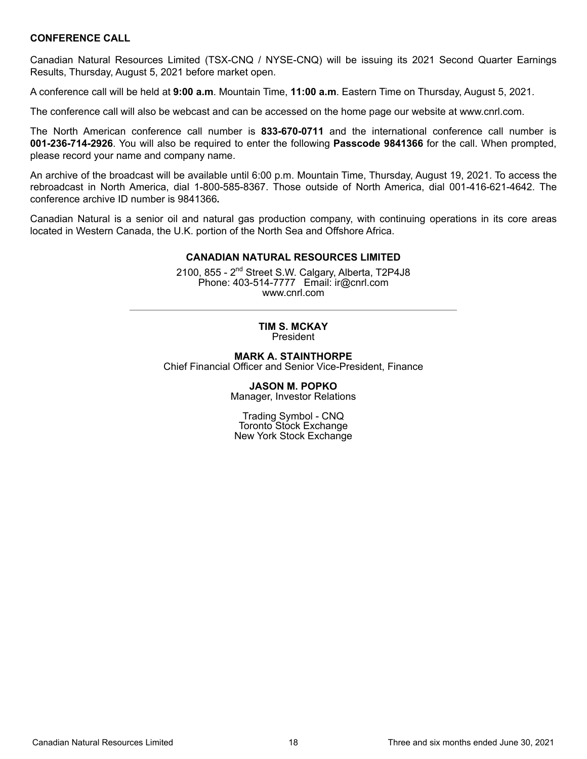## CONFERENCE CALL

Canadian Natural Resources Limited (TSX-CNQ / NYSE-CNQ) will be issuing its 2021 Second Quarter Earnings Results, Thursday, August 5, 2021 before market open.

A conference call will be held at **9:00 a.m**. Mountain Time, **11:00 a.m**. Eastern Time on Thursday, August 5, 2021.

The conference call will also be webcast and can be accessed on the home page our website at www.cnrl.com.

The North American conference call number is **833-670-0711** and the international conference call number is **001-236-714-2926**. You will also be required to enter the following **Passcode 9841366** for the call. When prompted, please record your name and company name.

An archive of the broadcast will be available until 6:00 p.m. Mountain Time, Thursday, August 19, 2021. To access the rebroadcast in North America, dial 1-800-585-8367. Those outside of North America, dial 001-416-621-4642. The conference archive ID number is 9841366**.**

Canadian Natural is a senior oil and natural gas production company, with continuing operations in its core areas located in Western Canada, the U.K. portion of the North Sea and Offshore Africa.

**CANADIAN NATURAL RESOURCES LIMITED**

2100, 855 - 2nd Street S.W. Calgary, Alberta, T2P4J8
Phone: 403-514-7777 Email: ir@cnrl.com
www.cnrl.com

---

**TIM S. MCKAY**
President

**MARK A. STAINTHORPE**
Chief Financial Officer and Senior Vice-President, Finance

**JASON M. POPKO**
Manager, Investor Relations

Trading Symbol - CNQ
Toronto Stock Exchange
New York Stock Exchange